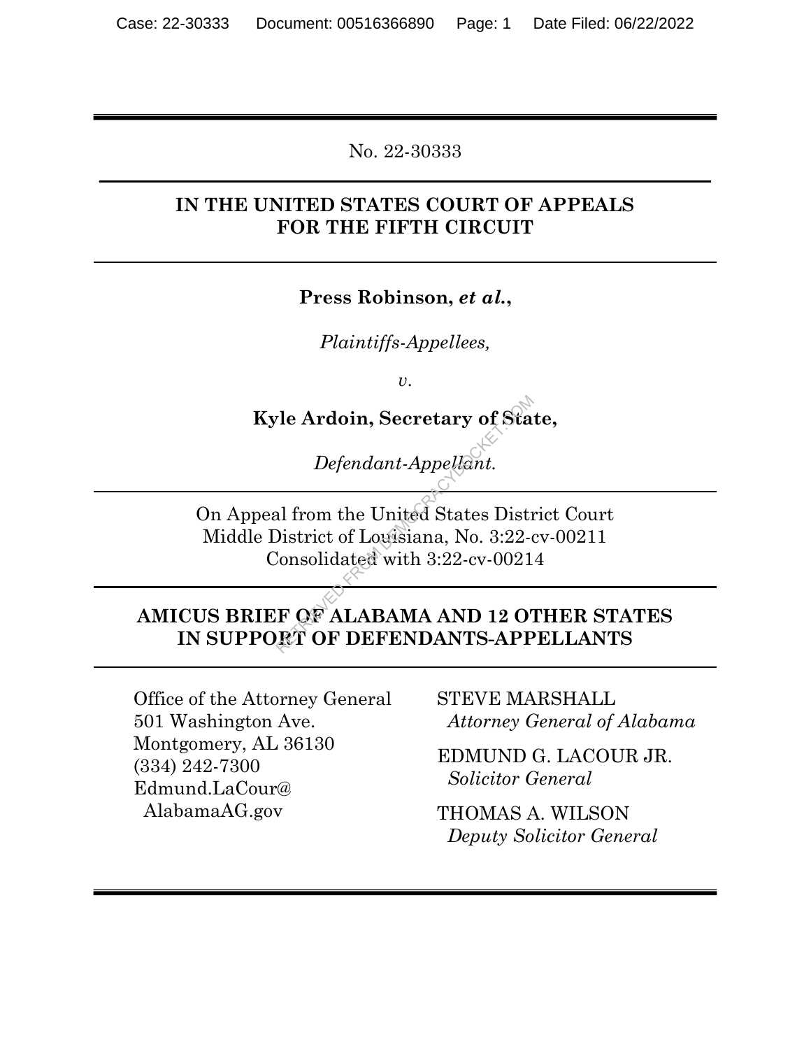No. 22-30333

**IN THE UNITED STATES COURT OF APPEALS FOR THE FIFTH CIRCUIT**

**Press Robinson, *et al.*,**

*Plaintiffs-Appellees,*

*v.*

**Kyle Ardoin, Secretary of State,**

*Defendant-Appellant.*

On Appeal from the United States District Court
Middle District of Louisiana, No. 3:22-cv-00211
Consolidated with 3:22-cv-00214

**AMICUS BRIEF OF ALABAMA AND 12 OTHER STATES IN SUPPORT OF DEFENDANTS-APPELLANTS**

Office of the Attorney General
501 Washington Ave.
Montgomery, AL 36130
(334) 242-7300
Edmund.LaCour@AlabamaAG.gov

STEVE MARSHALL
*Attorney General of Alabama*

EDMUND G. LACOUR JR.
*Solicitor General*

THOMAS A. WILSON
*Deputy Solicitor General*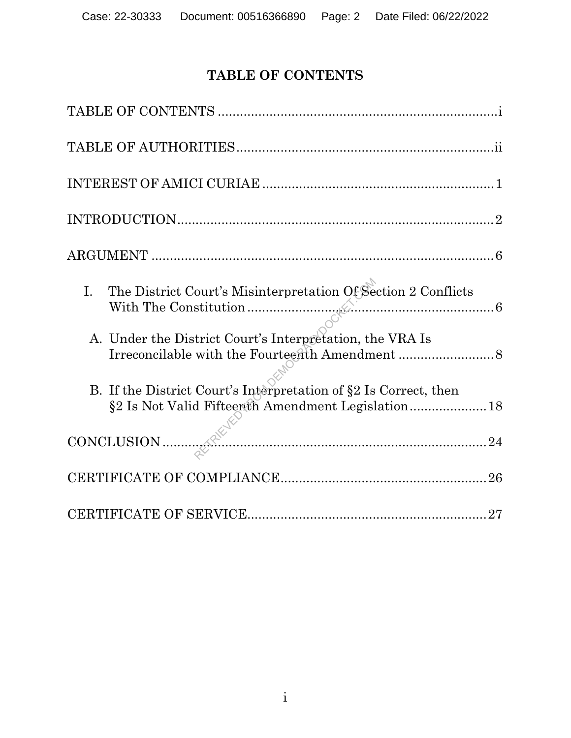# TABLE OF CONTENTS

TABLE OF CONTENTS ............................................................................i

TABLE OF AUTHORITIES......................................................................ii

INTEREST OF AMICI CURIAE ..............................................................1

INTRODUCTION......................................................................................2

ARGUMENT ............................................................................................6

I. The District Court's Misinterpretation Of Section 2 Conflicts With The Constitution ....................................................................6

A. Under the District Court's Interpretation, the VRA Is Irreconcilable with the Fourteenth Amendment ..........................8

B. If the District Court's Interpretation of §2 Is Correct, then §2 Is Not Valid Fifteenth Amendment Legislation.....................18

CONCLUSION.........................................................................................24

CERTIFICATE OF COMPLIANCE........................................................26

CERTIFICATE OF SERVICE.................................................................27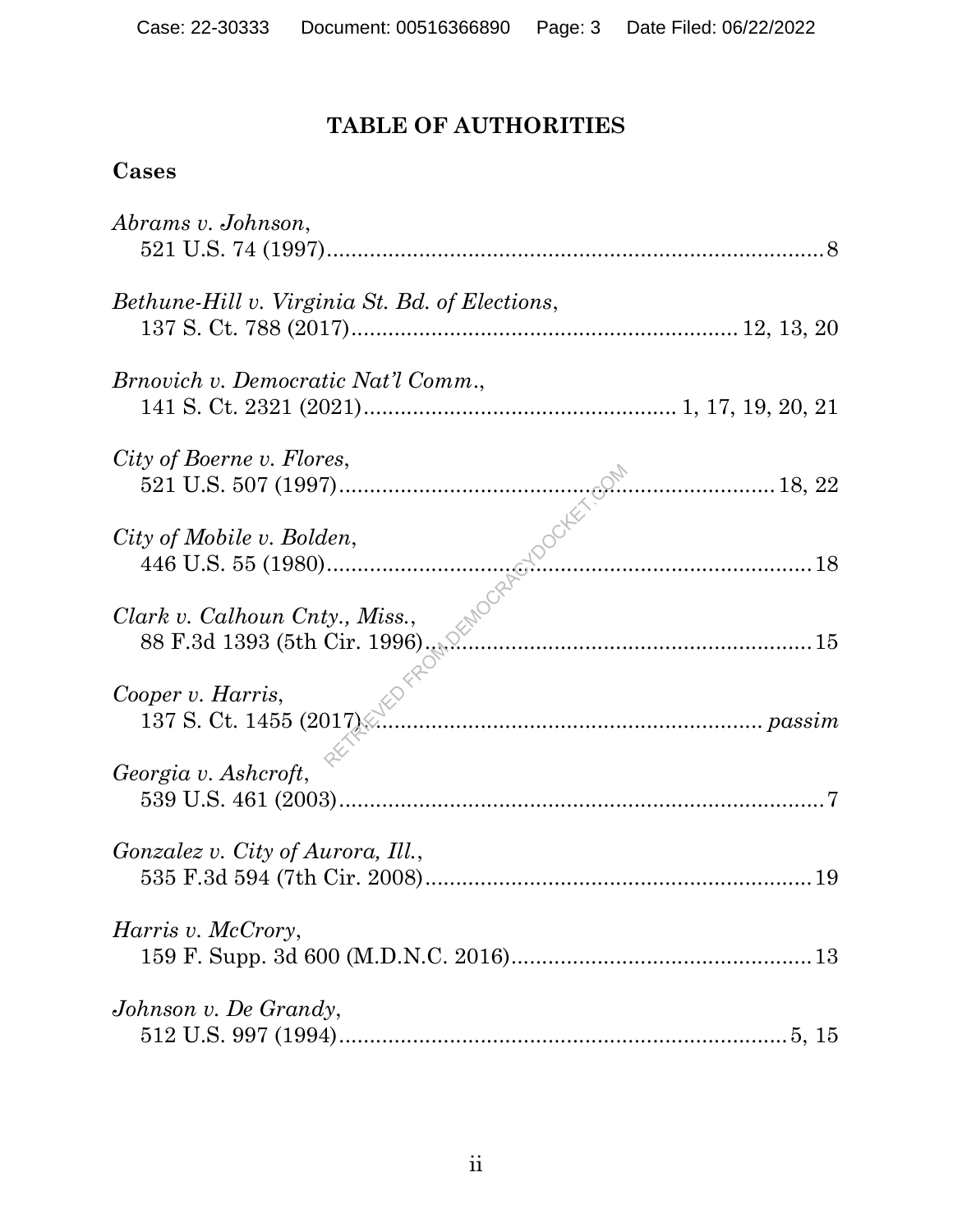## TABLE OF AUTHORITIES

### Cases

*Abrams v. Johnson*,
521 U.S. 74 (1997)....................................................................................8

*Bethune-Hill v. Virginia St. Bd. of Elections*,
137 S. Ct. 788 (2017)................................................................12, 13, 20

*Brnovich v. Democratic Nat'l Comm.*,
141 S. Ct. 2321 (2021).................................................1, 17, 19, 20, 21

*City of Boerne v. Flores*,
521 U.S. 507 (1997).........................................................................18, 22

*City of Mobile v. Bolden*,
446 U.S. 55 (1980)..................................................................................18

*Clark v. Calhoun Cnty., Miss.*,
88 F.3d 1393 (5th Cir. 1996).................................................................15

*Cooper v. Harris*,
137 S. Ct. 1455 (2017)................................................................. *passim*

*Georgia v. Ashcroft*,
539 U.S. 461 (2003)...................................................................................7

*Gonzalez v. City of Aurora, Ill.*,
535 F.3d 594 (7th Cir. 2008)..................................................................19

*Harris v. McCrory*,
159 F. Supp. 3d 600 (M.D.N.C. 2016)...................................................13

*Johnson v. De Grandy*,
512 U.S. 997 (1994)...........................................................................5, 15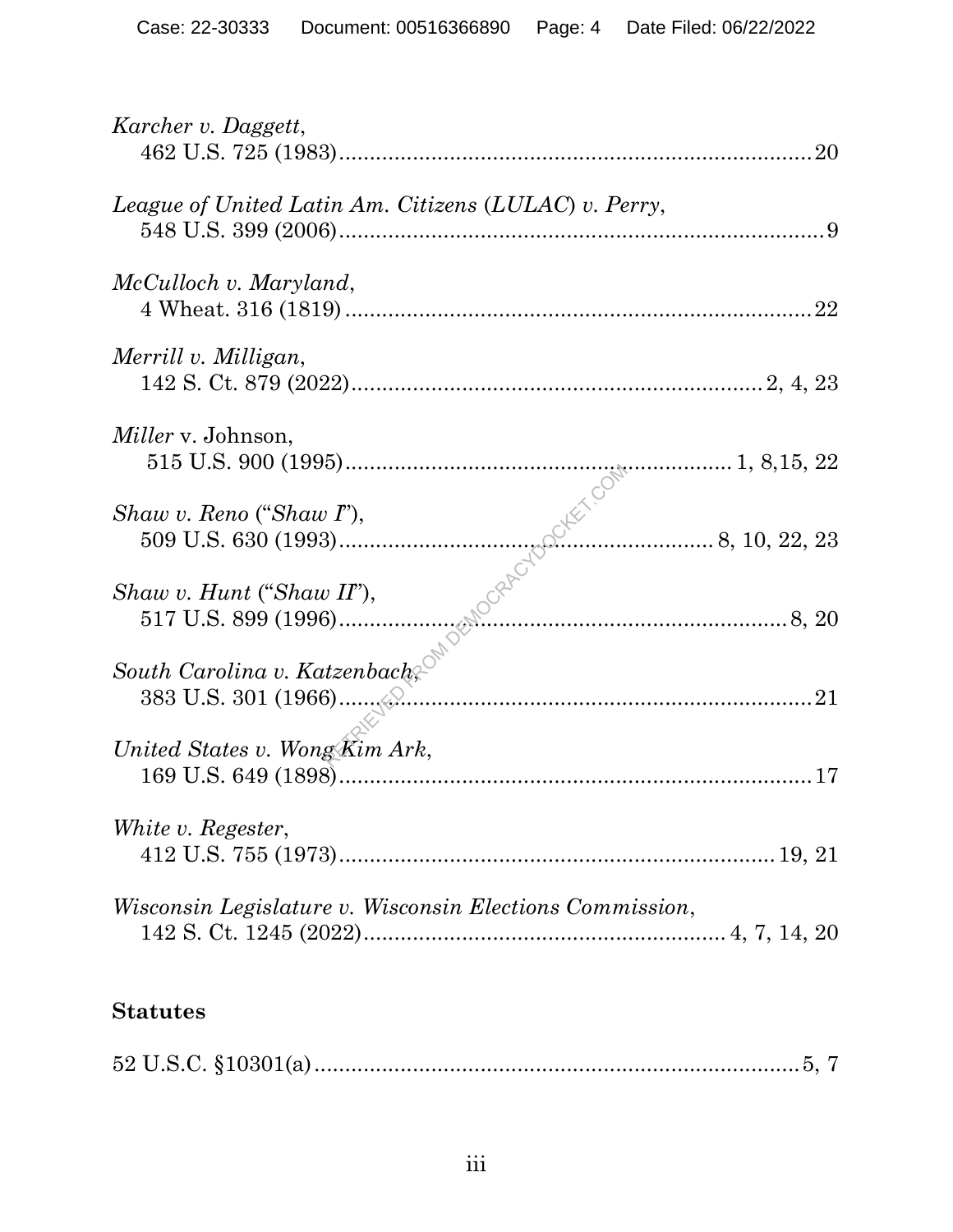*Karcher v. Daggett*,
462 U.S. 725 (1983)....................................................................20

*League of United Latin Am. Citizens (LULAC) v. Perry*,
548 U.S. 399 (2006)....................................................................9

*McCulloch v. Maryland*,
4 Wheat. 316 (1819)....................................................................22

*Merrill v. Milligan*,
142 S. Ct. 879 (2022)....................................................................2, 4, 23

*Miller* v. Johnson,
515 U.S. 900 (1995)....................................................................1, 8,15, 22

*Shaw v. Reno* ("*Shaw I*"),
509 U.S. 630 (1993)....................................................................8, 10, 22, 23

*Shaw v. Hunt* ("*Shaw II*"),
517 U.S. 899 (1996)....................................................................8, 20

*South Carolina v. Katzenbach*,
383 U.S. 301 (1966)....................................................................21

*United States v. Wong Kim Ark*,
169 U.S. 649 (1898)....................................................................17

*White v. Regester*,
412 U.S. 755 (1973)....................................................................19, 21

*Wisconsin Legislature v. Wisconsin Elections Commission*,
142 S. Ct. 1245 (2022)....................................................................4, 7, 14, 20

## Statutes

52 U.S.C. §10301(a)....................................................................5, 7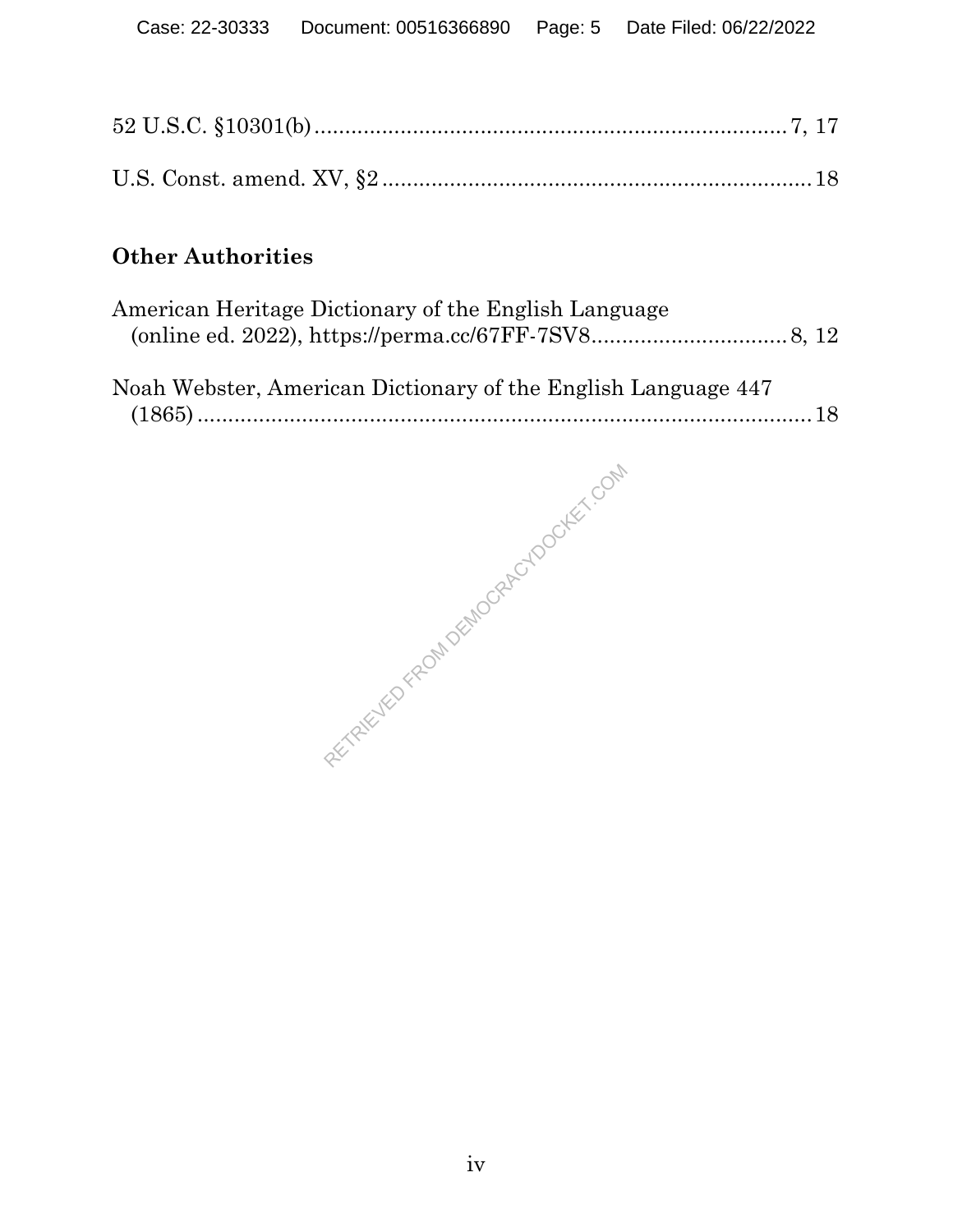52 U.S.C. §10301(b) ........................................................................... 7, 17

U.S. Const. amend. XV, §2 ...................................................................... 18

**Other Authorities**

American Heritage Dictionary of the English Language (online ed. 2022), https://perma.cc/67FF-7SV8 ................................ 8, 12

Noah Webster, American Dictionary of the English Language 447 (1865) ......................................................................................... 18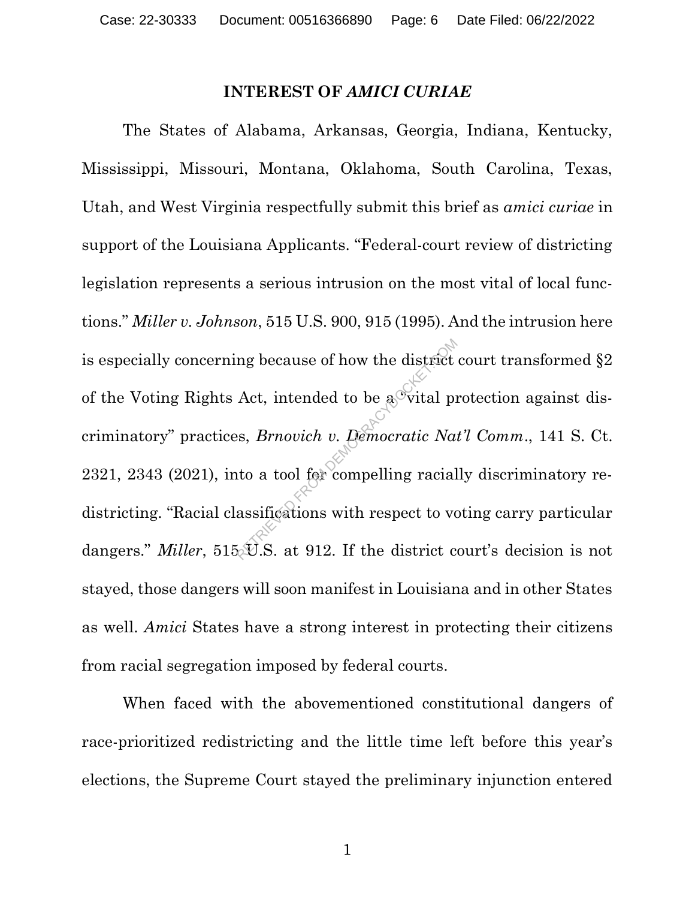## INTEREST OF *AMICI CURIAE*

The States of Alabama, Arkansas, Georgia, Indiana, Kentucky, Mississippi, Missouri, Montana, Oklahoma, South Carolina, Texas, Utah, and West Virginia respectfully submit this brief as *amici curiae* in support of the Louisiana Applicants. "Federal-court review of districting legislation represents a serious intrusion on the most vital of local functions." *Miller v. Johnson*, 515 U.S. 900, 915 (1995). And the intrusion here is especially concerning because of how the district court transformed §2 of the Voting Rights Act, intended to be a "vital protection against discriminatory" practices, *Brnovich v. Democratic Nat'l Comm.*, 141 S. Ct. 2321, 2343 (2021), into a tool for compelling racially discriminatory redistricting. "Racial classifications with respect to voting carry particular dangers." *Miller*, 515 U.S. at 912. If the district court's decision is not stayed, those dangers will soon manifest in Louisiana and in other States as well. *Amici* States have a strong interest in protecting their citizens from racial segregation imposed by federal courts.

When faced with the abovementioned constitutional dangers of race-prioritized redistricting and the little time left before this year's elections, the Supreme Court stayed the preliminary injunction entered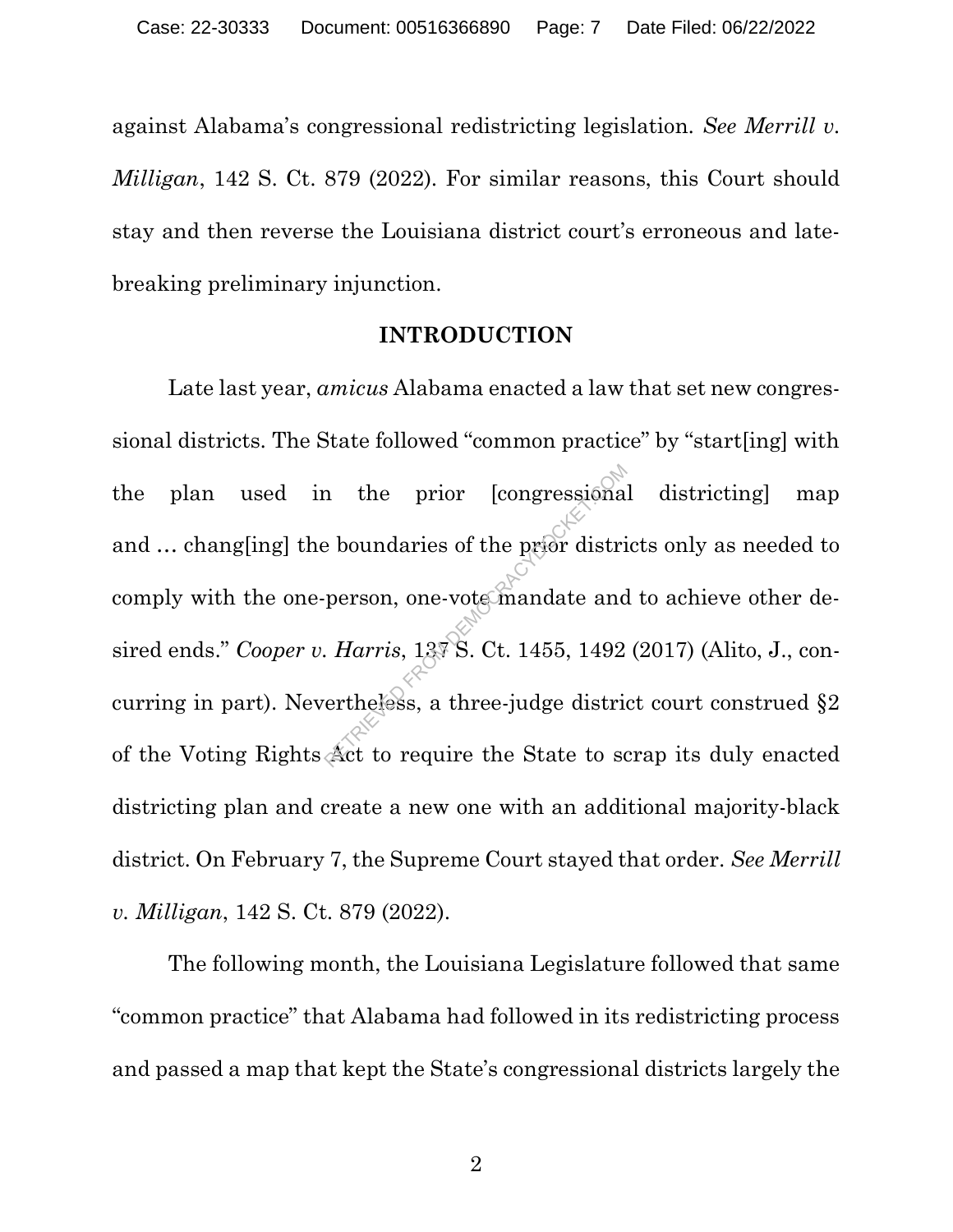against Alabama's congressional redistricting legislation. *See Merrill v. Milligan*, 142 S. Ct. 879 (2022). For similar reasons, this Court should stay and then reverse the Louisiana district court's erroneous and late-breaking preliminary injunction.

## INTRODUCTION

Late last year, *amicus* Alabama enacted a law that set new congressional districts. The State followed "common practice" by "start[ing] with the plan used in the prior [congressional districting] map and … chang[ing] the boundaries of the prior districts only as needed to comply with the one-person, one-vote mandate and to achieve other desired ends." *Cooper v. Harris*, 137 S. Ct. 1455, 1492 (2017) (Alito, J., concurring in part). Nevertheless, a three-judge district court construed §2 of the Voting Rights Act to require the State to scrap its duly enacted districting plan and create a new one with an additional majority-black district. On February 7, the Supreme Court stayed that order. *See Merrill v. Milligan*, 142 S. Ct. 879 (2022).

The following month, the Louisiana Legislature followed that same "common practice" that Alabama had followed in its redistricting process and passed a map that kept the State's congressional districts largely the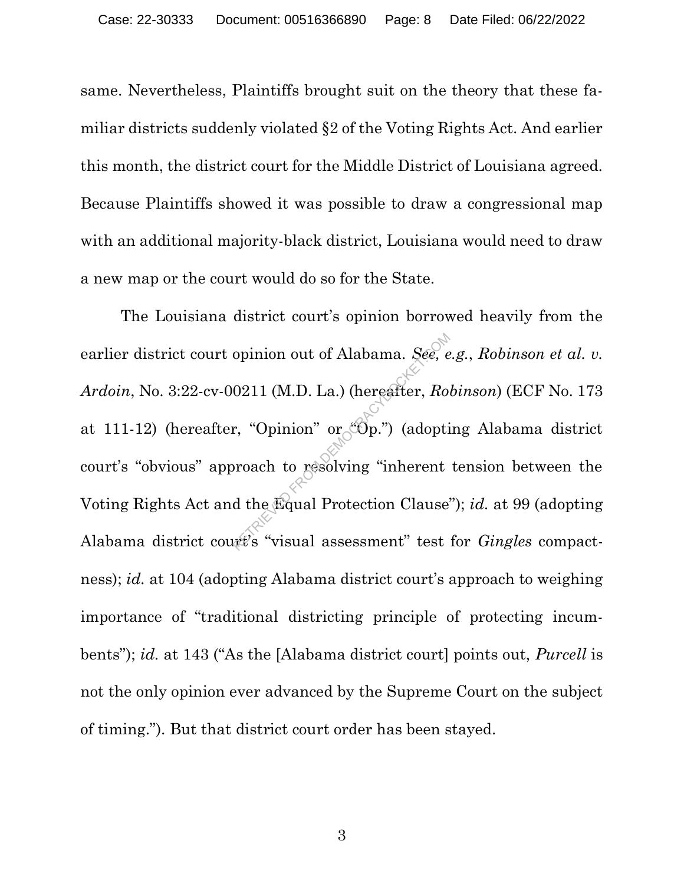same. Nevertheless, Plaintiffs brought suit on the theory that these familiar districts suddenly violated §2 of the Voting Rights Act. And earlier this month, the district court for the Middle District of Louisiana agreed. Because Plaintiffs showed it was possible to draw a congressional map with an additional majority-black district, Louisiana would need to draw a new map or the court would do so for the State.

The Louisiana district court's opinion borrowed heavily from the earlier district court opinion out of Alabama. *See, e.g.*, *Robinson et al. v. Ardoin*, No. 3:22-cv-00211 (M.D. La.) (hereafter, *Robinson*) (ECF No. 173 at 111-12) (hereafter, "Opinion" or "Op.") (adopting Alabama district court's "obvious" approach to resolving "inherent tension between the Voting Rights Act and the Equal Protection Clause"); *id.* at 99 (adopting Alabama district court's "visual assessment" test for *Gingles* compactness); *id.* at 104 (adopting Alabama district court's approach to weighing importance of "traditional districting principle of protecting incumbents"); *id.* at 143 ("As the [Alabama district court] points out, *Purcell* is not the only opinion ever advanced by the Supreme Court on the subject of timing."). But that district court order has been stayed.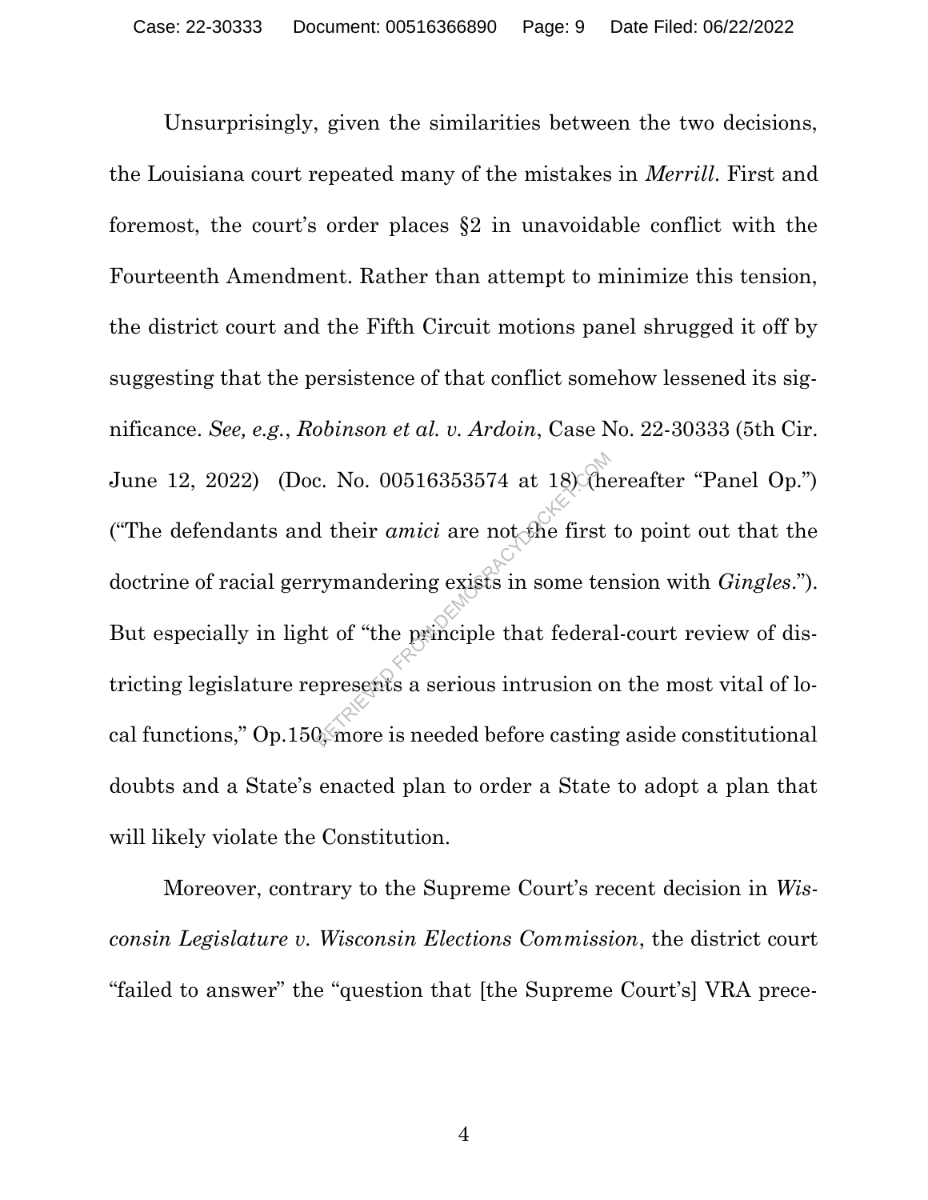Unsurprisingly, given the similarities between the two decisions, the Louisiana court repeated many of the mistakes in *Merrill*. First and foremost, the court's order places §2 in unavoidable conflict with the Fourteenth Amendment. Rather than attempt to minimize this tension, the district court and the Fifth Circuit motions panel shrugged it off by suggesting that the persistence of that conflict somehow lessened its significance. *See, e.g.*, *Robinson et al. v. Ardoin*, Case No. 22-30333 (5th Cir. June 12, 2022) (Doc. No. 00516353574 at 18) (hereafter "Panel Op.") ("The defendants and their *amici* are not the first to point out that the doctrine of racial gerrymandering exists in some tension with *Gingles*."). But especially in light of "the principle that federal-court review of districting legislature represents a serious intrusion on the most vital of local functions," Op.150, more is needed before casting aside constitutional doubts and a State's enacted plan to order a State to adopt a plan that will likely violate the Constitution.

Moreover, contrary to the Supreme Court's recent decision in *Wisconsin Legislature v. Wisconsin Elections Commission*, the district court "failed to answer" the "question that [the Supreme Court's] VRA prece-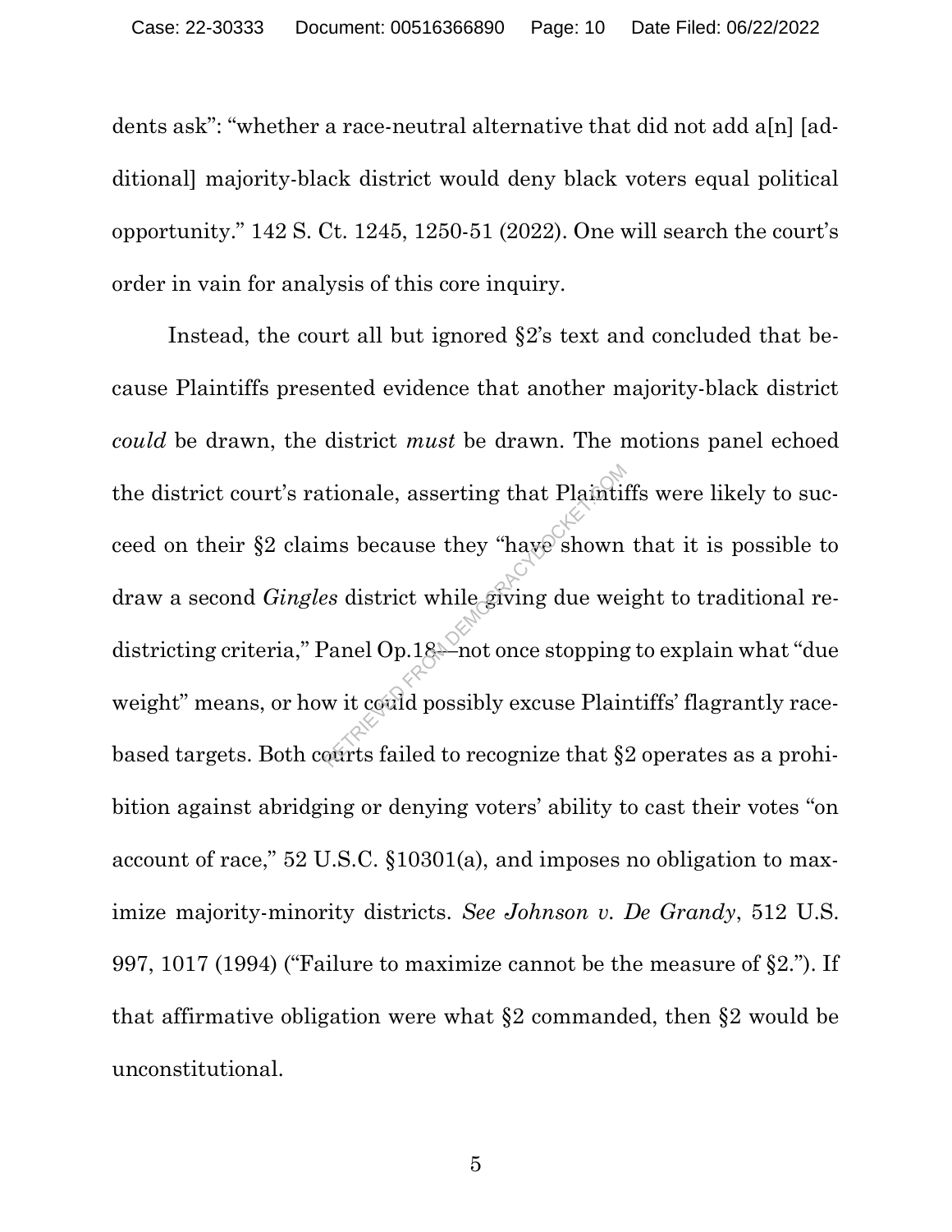dents ask": "whether a race-neutral alternative that did not add a[n] [additional] majority-black district would deny black voters equal political opportunity." 142 S. Ct. 1245, 1250-51 (2022). One will search the court's order in vain for analysis of this core inquiry.

Instead, the court all but ignored §2's text and concluded that because Plaintiffs presented evidence that another majority-black district *could* be drawn, the district *must* be drawn. The motions panel echoed the district court's rationale, asserting that Plaintiffs were likely to succeed on their §2 claims because they "have shown that it is possible to draw a second *Gingles* district while giving due weight to traditional redistricting criteria," Panel Op.18—not once stopping to explain what "due weight" means, or how it could possibly excuse Plaintiffs' flagrantly race-based targets. Both courts failed to recognize that §2 operates as a prohibition against abridging or denying voters' ability to cast their votes "on account of race," 52 U.S.C. §10301(a), and imposes no obligation to maximize majority-minority districts. *See Johnson v. De Grandy*, 512 U.S. 997, 1017 (1994) ("Failure to maximize cannot be the measure of §2."). If that affirmative obligation were what §2 commanded, then §2 would be unconstitutional.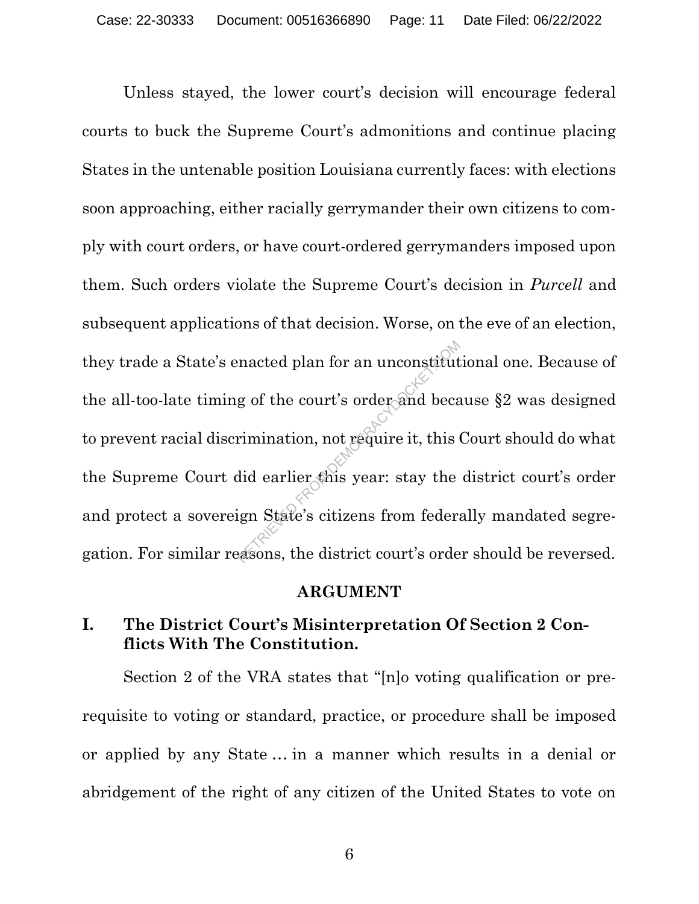Unless stayed, the lower court's decision will encourage federal courts to buck the Supreme Court's admonitions and continue placing States in the untenable position Louisiana currently faces: with elections soon approaching, either racially gerrymander their own citizens to comply with court orders, or have court-ordered gerrymanders imposed upon them. Such orders violate the Supreme Court's decision in *Purcell* and subsequent applications of that decision. Worse, on the eve of an election, they trade a State's enacted plan for an unconstitutional one. Because of the all-too-late timing of the court's order and because §2 was designed to prevent racial discrimination, not require it, this Court should do what the Supreme Court did earlier this year: stay the district court's order and protect a sovereign State's citizens from federally mandated segregation. For similar reasons, the district court's order should be reversed.

## ARGUMENT

### I. The District Court's Misinterpretation Of Section 2 Conflicts With The Constitution.

Section 2 of the VRA states that "[n]o voting qualification or prerequisite to voting or standard, practice, or procedure shall be imposed or applied by any State … in a manner which results in a denial or abridgement of the right of any citizen of the United States to vote on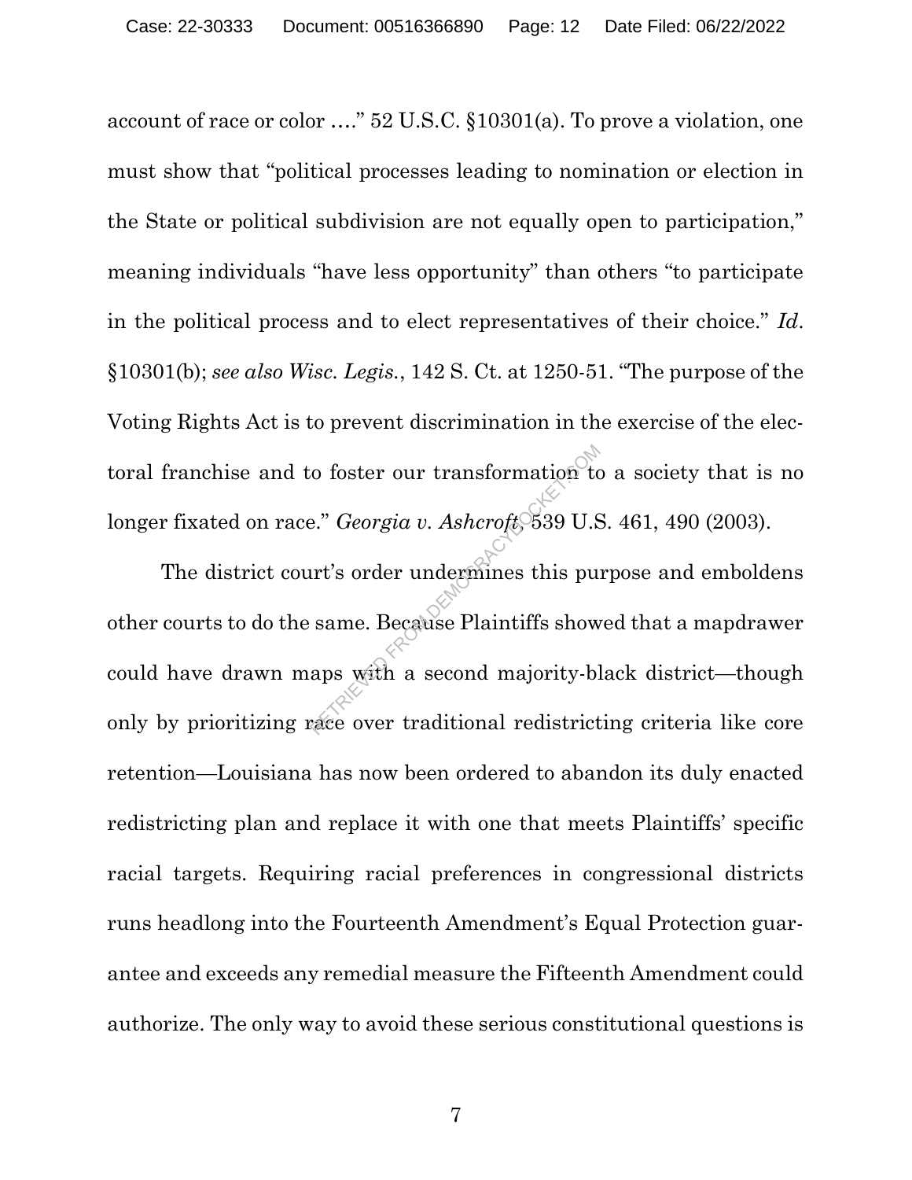account of race or color …." 52 U.S.C. §10301(a). To prove a violation, one must show that "political processes leading to nomination or election in the State or political subdivision are not equally open to participation," meaning individuals "have less opportunity" than others "to participate in the political process and to elect representatives of their choice." *Id.* §10301(b); *see also Wisc. Legis.*, 142 S. Ct. at 1250-51. "The purpose of the Voting Rights Act is to prevent discrimination in the exercise of the electoral franchise and to foster our transformation to a society that is no longer fixated on race." *Georgia v. Ashcroft*, 539 U.S. 461, 490 (2003).

The district court's order undermines this purpose and emboldens other courts to do the same. Because Plaintiffs showed that a mapdrawer could have drawn maps with a second majority-black district—though only by prioritizing race over traditional redistricting criteria like core retention—Louisiana has now been ordered to abandon its duly enacted redistricting plan and replace it with one that meets Plaintiffs' specific racial targets. Requiring racial preferences in congressional districts runs headlong into the Fourteenth Amendment's Equal Protection guarantee and exceeds any remedial measure the Fifteenth Amendment could authorize. The only way to avoid these serious constitutional questions is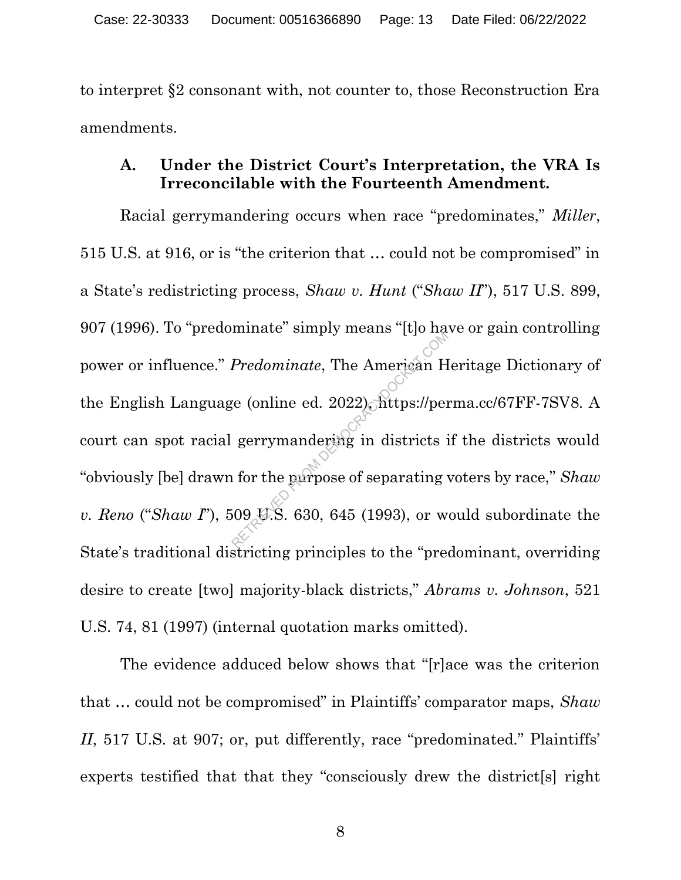to interpret §2 consonant with, not counter to, those Reconstruction Era amendments.

### A. Under the District Court's Interpretation, the VRA Is Irreconcilable with the Fourteenth Amendment.

Racial gerrymandering occurs when race "predominates," *Miller*, 515 U.S. at 916, or is "the criterion that … could not be compromised" in a State's redistricting process, *Shaw v. Hunt* ("*Shaw II*"), 517 U.S. 899, 907 (1996). To "predominate" simply means "[t]o have or gain controlling power or influence." *Predominate*, The American Heritage Dictionary of the English Language (online ed. 2022), https://perma.cc/67FF-7SV8. A court can spot racial gerrymandering in districts if the districts would "obviously [be] drawn for the purpose of separating voters by race," *Shaw v. Reno* ("*Shaw I*"), 509 U.S. 630, 645 (1993), or would subordinate the State's traditional districting principles to the "predominant, overriding desire to create [two] majority-black districts," *Abrams v. Johnson*, 521 U.S. 74, 81 (1997) (internal quotation marks omitted).

The evidence adduced below shows that "[r]ace was the criterion that … could not be compromised" in Plaintiffs' comparator maps, *Shaw II*, 517 U.S. at 907; or, put differently, race "predominated." Plaintiffs' experts testified that that they "consciously drew the district[s] right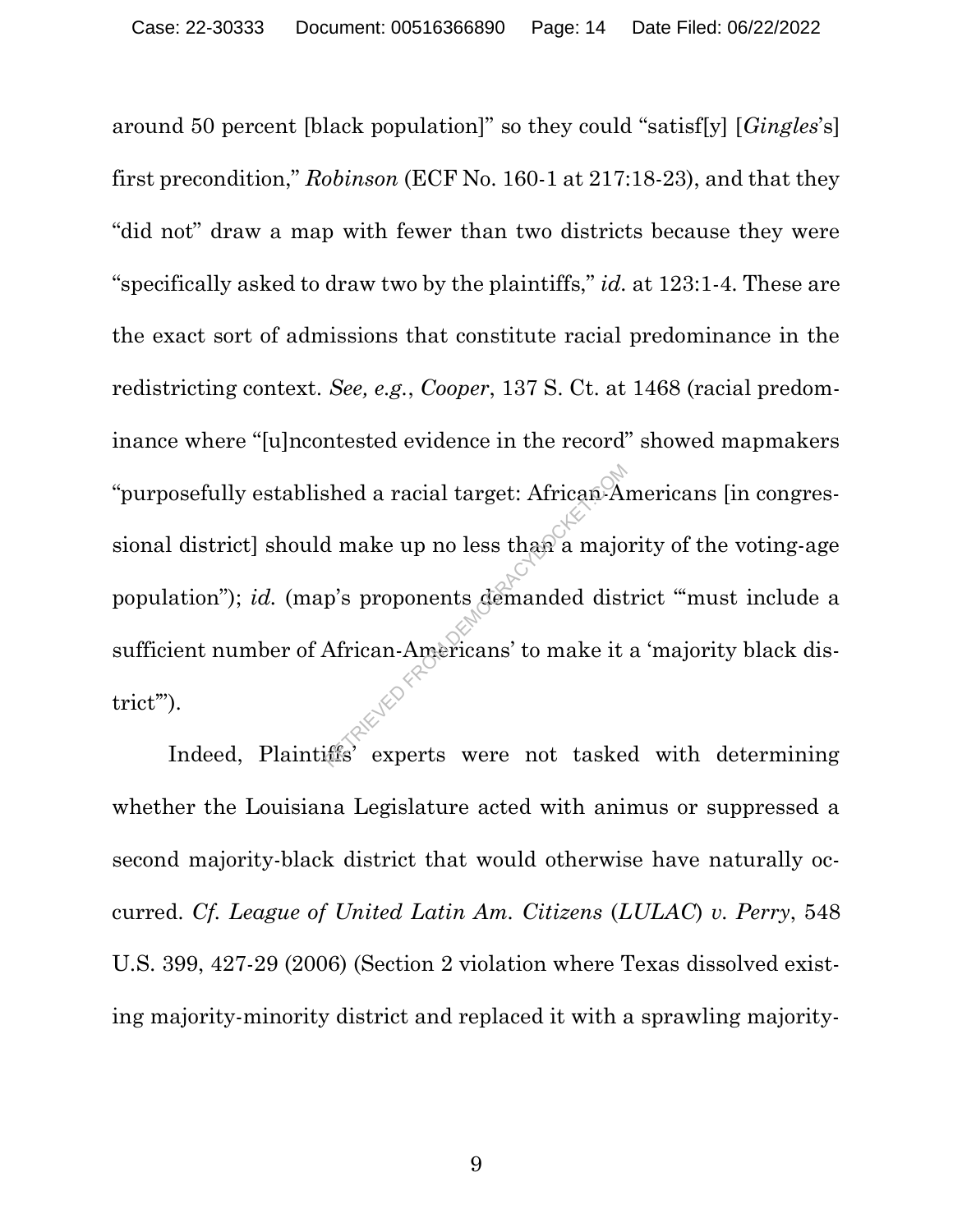around 50 percent [black population]" so they could "satisf[y] [*Gingles*'s] first precondition," *Robinson* (ECF No. 160-1 at 217:18-23), and that they "did not" draw a map with fewer than two districts because they were "specifically asked to draw two by the plaintiffs," *id.* at 123:1-4. These are the exact sort of admissions that constitute racial predominance in the redistricting context. *See, e.g.*, *Cooper*, 137 S. Ct. at 1468 (racial predominance where "[u]ncontested evidence in the record" showed mapmakers "purposefully established a racial target: African-Americans [in congressional district] should make up no less than a majority of the voting-age population"); *id.* (map's proponents demanded district "'must include a sufficient number of African-Americans' to make it a 'majority black district'").

Indeed, Plaintiffs' experts were not tasked with determining whether the Louisiana Legislature acted with animus or suppressed a second majority-black district that would otherwise have naturally occurred. *Cf. League of United Latin Am. Citizens* (*LULAC*) *v. Perry*, 548 U.S. 399, 427-29 (2006) (Section 2 violation where Texas dissolved existing majority-minority district and replaced it with a sprawling majority-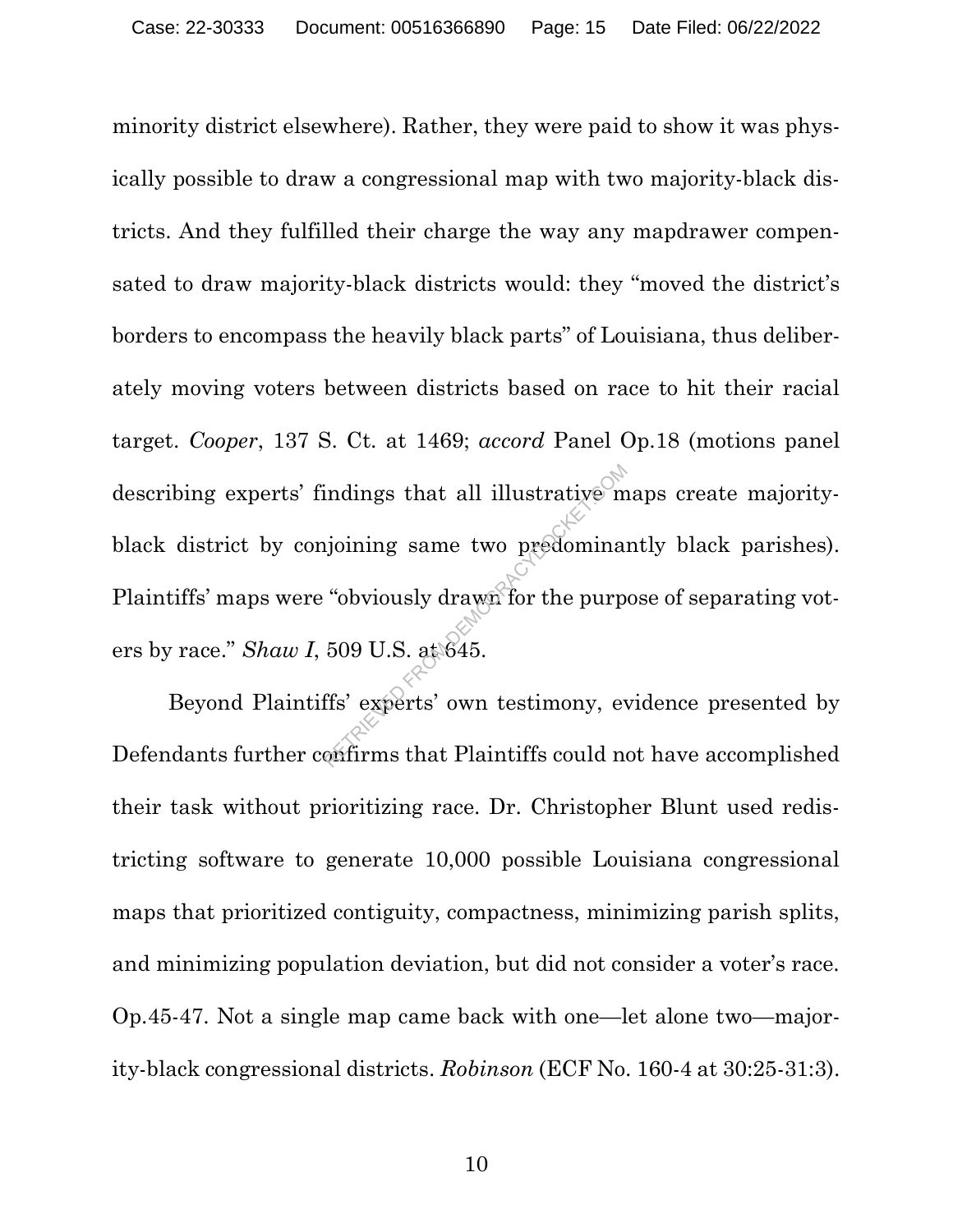minority district elsewhere). Rather, they were paid to show it was physically possible to draw a congressional map with two majority-black districts. And they fulfilled their charge the way any mapdrawer compensated to draw majority-black districts would: they "moved the district's borders to encompass the heavily black parts" of Louisiana, thus deliberately moving voters between districts based on race to hit their racial target. *Cooper*, 137 S. Ct. at 1469; *accord* Panel Op.18 (motions panel describing experts' findings that all illustrative maps create majority-black district by conjoining same two predominantly black parishes). Plaintiffs' maps were "obviously drawn for the purpose of separating voters by race." *Shaw I*, 509 U.S. at 645.

Beyond Plaintiffs' experts' own testimony, evidence presented by Defendants further confirms that Plaintiffs could not have accomplished their task without prioritizing race. Dr. Christopher Blunt used redistricting software to generate 10,000 possible Louisiana congressional maps that prioritized contiguity, compactness, minimizing parish splits, and minimizing population deviation, but did not consider a voter's race. Op.45-47. Not a single map came back with one—let alone two—majority-black congressional districts. *Robinson* (ECF No. 160-4 at 30:25-31:3).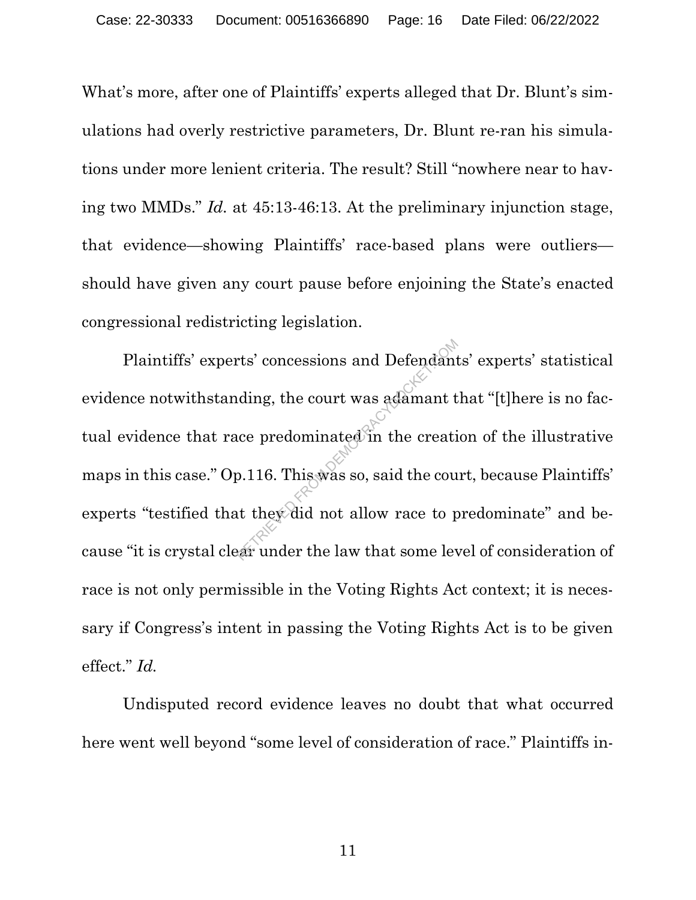What's more, after one of Plaintiffs' experts alleged that Dr. Blunt's simulations had overly restrictive parameters, Dr. Blunt re-ran his simulations under more lenient criteria. The result? Still "nowhere near to having two MMDs." *Id.* at 45:13-46:13. At the preliminary injunction stage, that evidence—showing Plaintiffs' race-based plans were outliers—should have given any court pause before enjoining the State's enacted congressional redistricting legislation.

Plaintiffs' experts' concessions and Defendants' experts' statistical evidence notwithstanding, the court was adamant that "[t]here is no factual evidence that race predominated in the creation of the illustrative maps in this case." Op.116. This was so, said the court, because Plaintiffs' experts "testified that they did not allow race to predominate" and because "it is crystal clear under the law that some level of consideration of race is not only permissible in the Voting Rights Act context; it is necessary if Congress's intent in passing the Voting Rights Act is to be given effect." *Id.*

Undisputed record evidence leaves no doubt that what occurred here went well beyond "some level of consideration of race." Plaintiffs in-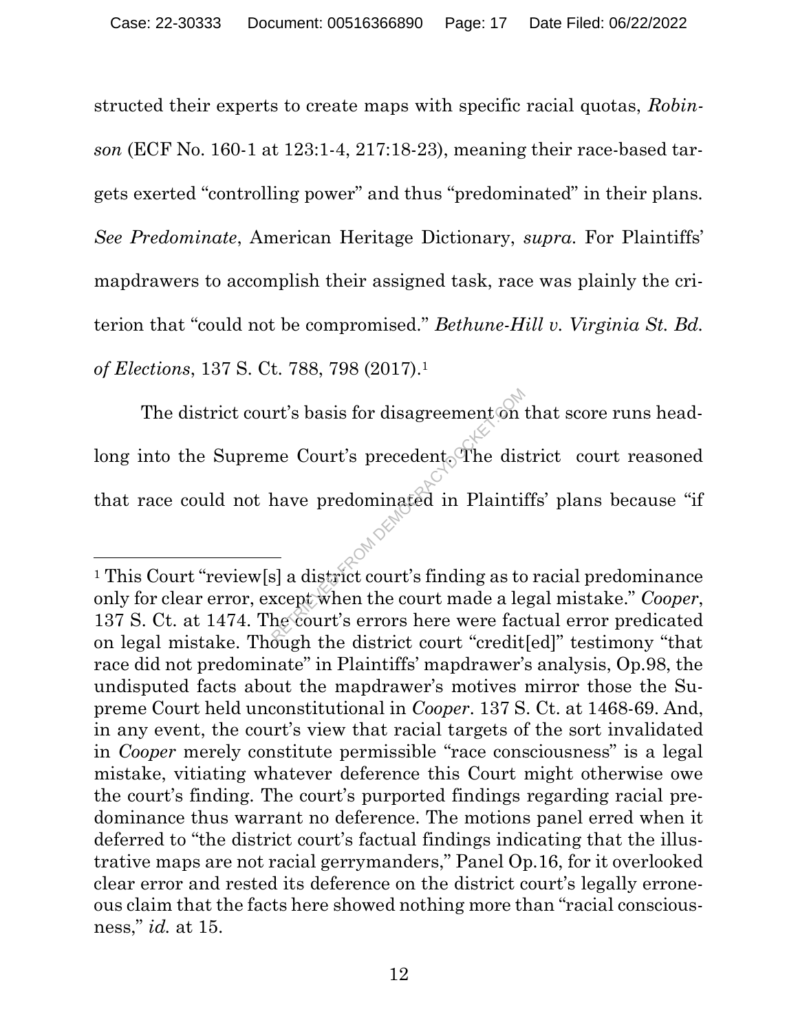structed their experts to create maps with specific racial quotas, *Robinson* (ECF No. 160-1 at 123:1-4, 217:18-23), meaning their race-based targets exerted "controlling power" and thus "predominated" in their plans. *See Predominate*, American Heritage Dictionary, *supra*. For Plaintiffs' mapdrawers to accomplish their assigned task, race was plainly the criterion that "could not be compromised." *Bethune-Hill v. Virginia St. Bd. of Elections*, 137 S. Ct. 788, 798 (2017).[1]

The district court's basis for disagreement on that score runs headlong into the Supreme Court's precedent. The district court reasoned that race could not have predominated in Plaintiffs' plans because "if

---

[1] This Court "review[s] a district court's finding as to racial predominance only for clear error, except when the court made a legal mistake." *Cooper*, 137 S. Ct. at 1474. The court's errors here were factual error predicated on legal mistake. Though the district court "credit[ed]" testimony "that race did not predominate" in Plaintiffs' mapdrawer's analysis, Op.98, the undisputed facts about the mapdrawer's motives mirror those the Supreme Court held unconstitutional in *Cooper*. 137 S. Ct. at 1468-69. And, in any event, the court's view that racial targets of the sort invalidated in *Cooper* merely constitute permissible "race consciousness" is a legal mistake, vitiating whatever deference this Court might otherwise owe the court's finding. The court's purported findings regarding racial predominance thus warrant no deference. The motions panel erred when it deferred to "the district court's factual findings indicating that the illustrative maps are not racial gerrymanders," Panel Op.16, for it overlooked clear error and rested its deference on the district court's legally erroneous claim that the facts here showed nothing more than "racial consciousness," *id.* at 15.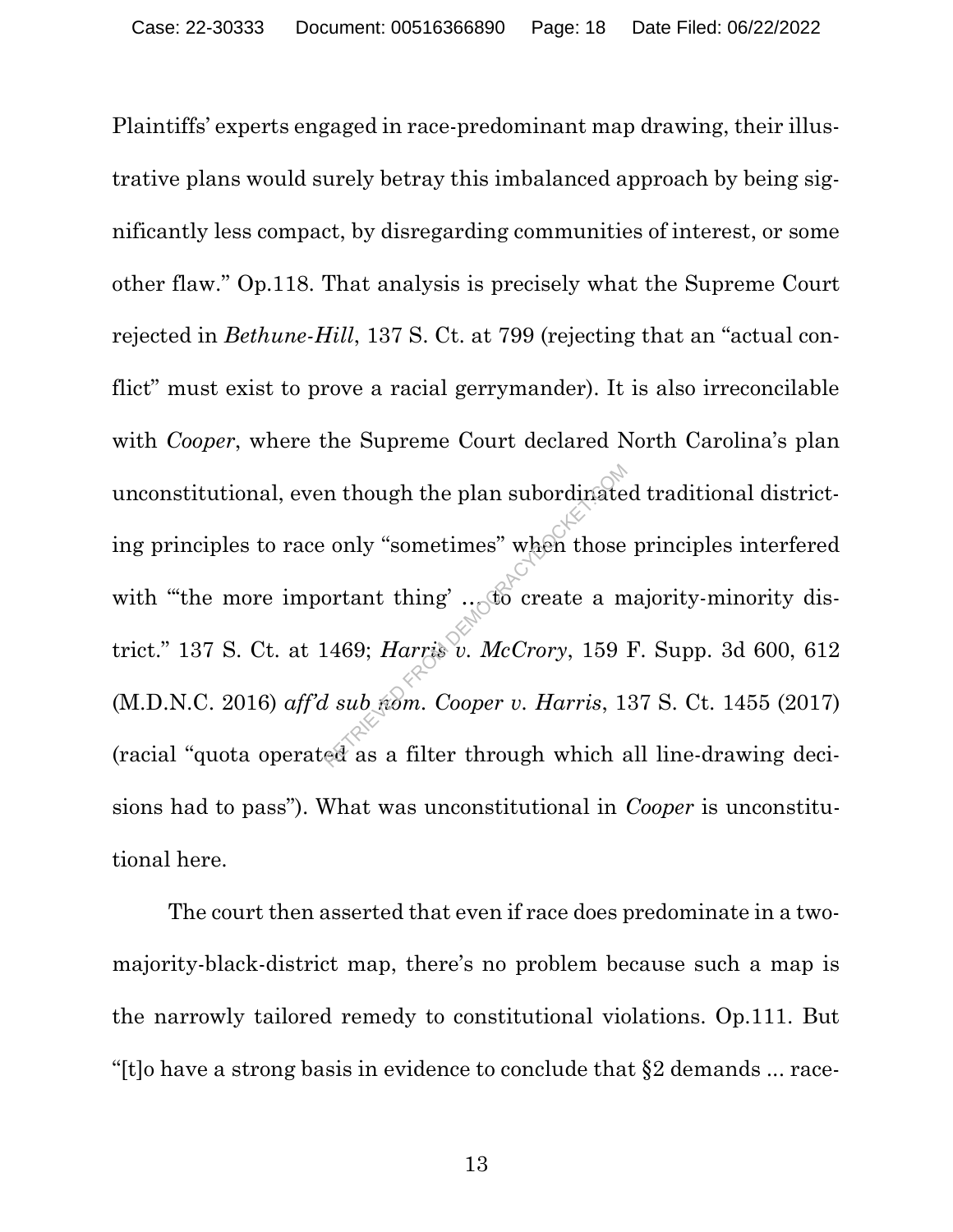Plaintiffs' experts engaged in race-predominant map drawing, their illustrative plans would surely betray this imbalanced approach by being significantly less compact, by disregarding communities of interest, or some other flaw." Op.118. That analysis is precisely what the Supreme Court rejected in *Bethune-Hill*, 137 S. Ct. at 799 (rejecting that an "actual conflict" must exist to prove a racial gerrymander). It is also irreconcilable with *Cooper*, where the Supreme Court declared North Carolina's plan unconstitutional, even though the plan subordinated traditional districting principles to race only "sometimes" when those principles interfered with "'the more important thing' … to create a majority-minority district." 137 S. Ct. at 1469; *Harris v. McCrory*, 159 F. Supp. 3d 600, 612 (M.D.N.C. 2016) *aff'd sub nom. Cooper v. Harris*, 137 S. Ct. 1455 (2017) (racial "quota operated as a filter through which all line-drawing decisions had to pass"). What was unconstitutional in *Cooper* is unconstitutional here.

The court then asserted that even if race does predominate in a two-majority-black-district map, there's no problem because such a map is the narrowly tailored remedy to constitutional violations. Op.111. But "[t]o have a strong basis in evidence to conclude that §2 demands ... race-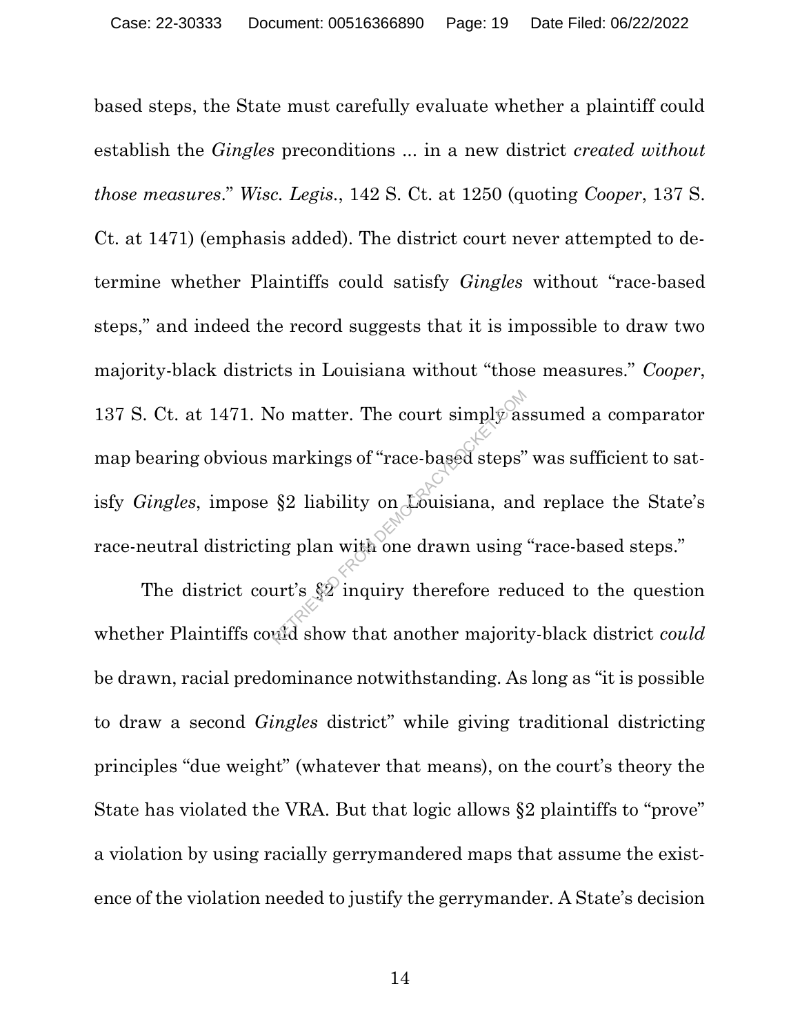based steps, the State must carefully evaluate whether a plaintiff could establish the *Gingles* preconditions ... in a new district *created without those measures*." *Wisc. Legis.*, 142 S. Ct. at 1250 (quoting *Cooper*, 137 S. Ct. at 1471) (emphasis added). The district court never attempted to determine whether Plaintiffs could satisfy *Gingles* without "race-based steps," and indeed the record suggests that it is impossible to draw two majority-black districts in Louisiana without "those measures." *Cooper*, 137 S. Ct. at 1471. No matter. The court simply assumed a comparator map bearing obvious markings of "race-based steps" was sufficient to satisfy *Gingles*, impose §2 liability on Louisiana, and replace the State's race-neutral districting plan with one drawn using "race-based steps."

The district court's §2 inquiry therefore reduced to the question whether Plaintiffs could show that another majority-black district *could* be drawn, racial predominance notwithstanding. As long as "it is possible to draw a second *Gingles* district" while giving traditional districting principles "due weight" (whatever that means), on the court's theory the State has violated the VRA. But that logic allows §2 plaintiffs to "prove" a violation by using racially gerrymandered maps that assume the existence of the violation needed to justify the gerrymander. A State's decision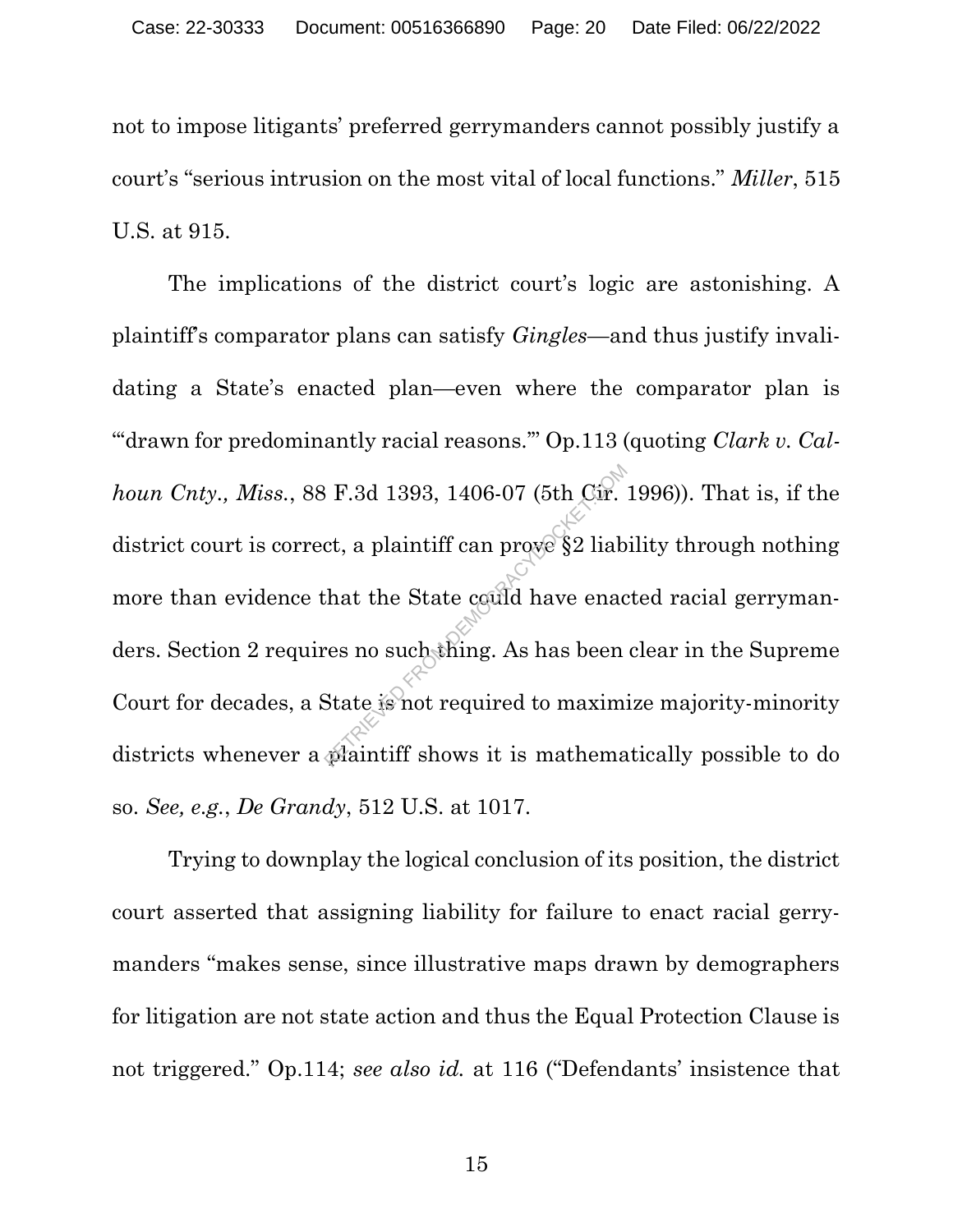not to impose litigants' preferred gerrymanders cannot possibly justify a court's "serious intrusion on the most vital of local functions." *Miller*, 515 U.S. at 915.

The implications of the district court's logic are astonishing. A plaintiff's comparator plans can satisfy *Gingles*—and thus justify invalidating a State's enacted plan—even where the comparator plan is "'drawn for predominantly racial reasons.'" Op.113 (quoting *Clark v. Calhoun Cnty., Miss.*, 88 F.3d 1393, 1406-07 (5th Cir. 1996)). That is, if the district court is correct, a plaintiff can prove §2 liability through nothing more than evidence that the State could have enacted racial gerrymanders. Section 2 requires no such thing. As has been clear in the Supreme Court for decades, a State is not required to maximize majority-minority districts whenever a plaintiff shows it is mathematically possible to do so. *See, e.g.*, *De Grandy*, 512 U.S. at 1017.

Trying to downplay the logical conclusion of its position, the district court asserted that assigning liability for failure to enact racial gerrymanders "makes sense, since illustrative maps drawn by demographers for litigation are not state action and thus the Equal Protection Clause is not triggered." Op.114; *see also id.* at 116 ("Defendants' insistence that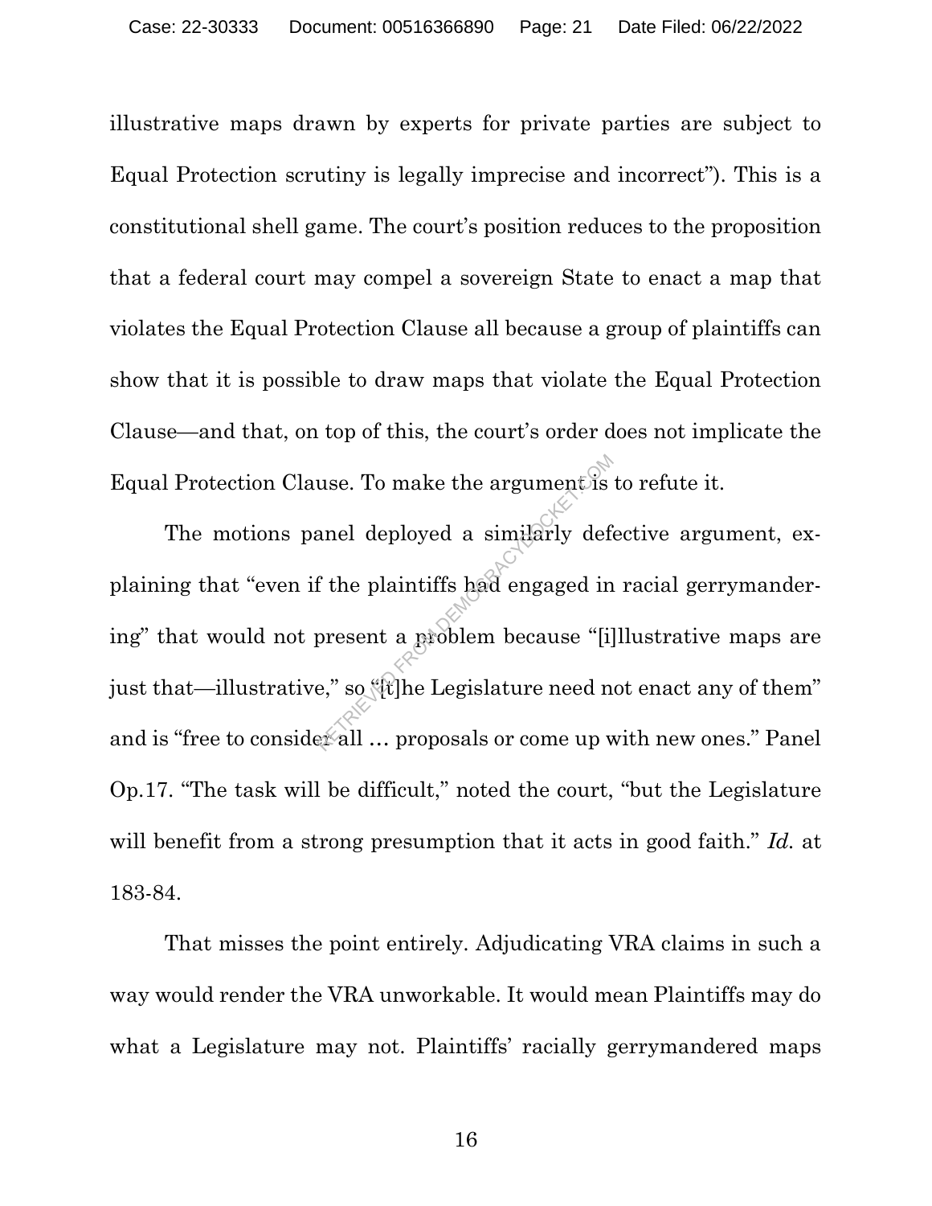illustrative maps drawn by experts for private parties are subject to Equal Protection scrutiny is legally imprecise and incorrect"). This is a constitutional shell game. The court's position reduces to the proposition that a federal court may compel a sovereign State to enact a map that violates the Equal Protection Clause all because a group of plaintiffs can show that it is possible to draw maps that violate the Equal Protection Clause—and that, on top of this, the court's order does not implicate the Equal Protection Clause. To make the argument is to refute it.

The motions panel deployed a similarly defective argument, explaining that "even if the plaintiffs had engaged in racial gerrymandering" that would not present a problem because "[i]llustrative maps are just that—illustrative," so "[t]he Legislature need not enact any of them" and is "free to consider all … proposals or come up with new ones." Panel Op.17. "The task will be difficult," noted the court, "but the Legislature will benefit from a strong presumption that it acts in good faith." *Id.* at 183-84.

That misses the point entirely. Adjudicating VRA claims in such a way would render the VRA unworkable. It would mean Plaintiffs may do what a Legislature may not. Plaintiffs' racially gerrymandered maps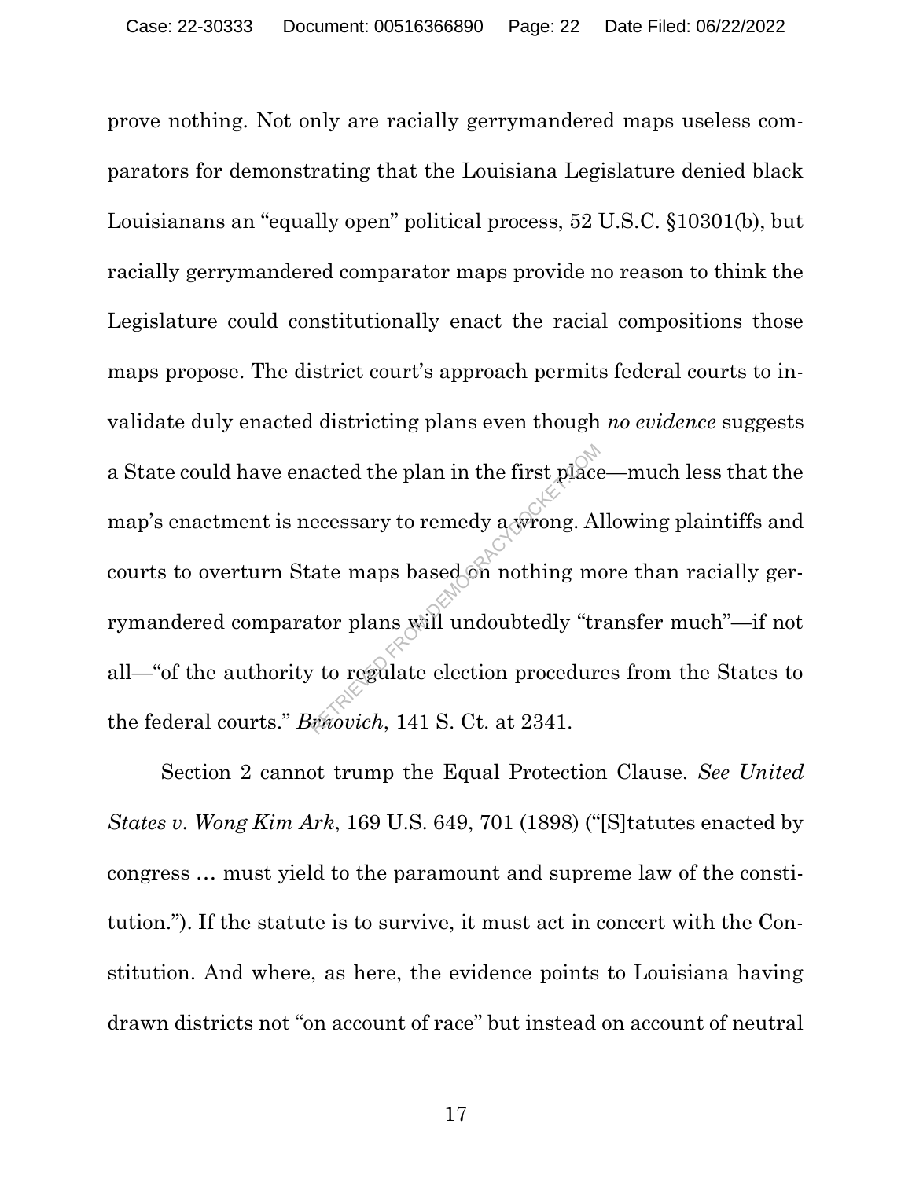prove nothing. Not only are racially gerrymandered maps useless comparators for demonstrating that the Louisiana Legislature denied black Louisianans an "equally open" political process, 52 U.S.C. §10301(b), but racially gerrymandered comparator maps provide no reason to think the Legislature could constitutionally enact the racial compositions those maps propose. The district court's approach permits federal courts to invalidate duly enacted districting plans even though *no evidence* suggests a State could have enacted the plan in the first place—much less that the map's enactment is necessary to remedy a wrong. Allowing plaintiffs and courts to overturn State maps based on nothing more than racially gerrymandered comparator plans will undoubtedly "transfer much"—if not all—"of the authority to regulate election procedures from the States to the federal courts." *Brnovich*, 141 S. Ct. at 2341.

Section 2 cannot trump the Equal Protection Clause. *See United States v. Wong Kim Ark*, 169 U.S. 649, 701 (1898) ("[S]tatutes enacted by congress … must yield to the paramount and supreme law of the constitution."). If the statute is to survive, it must act in concert with the Constitution. And where, as here, the evidence points to Louisiana having drawn districts not "on account of race" but instead on account of neutral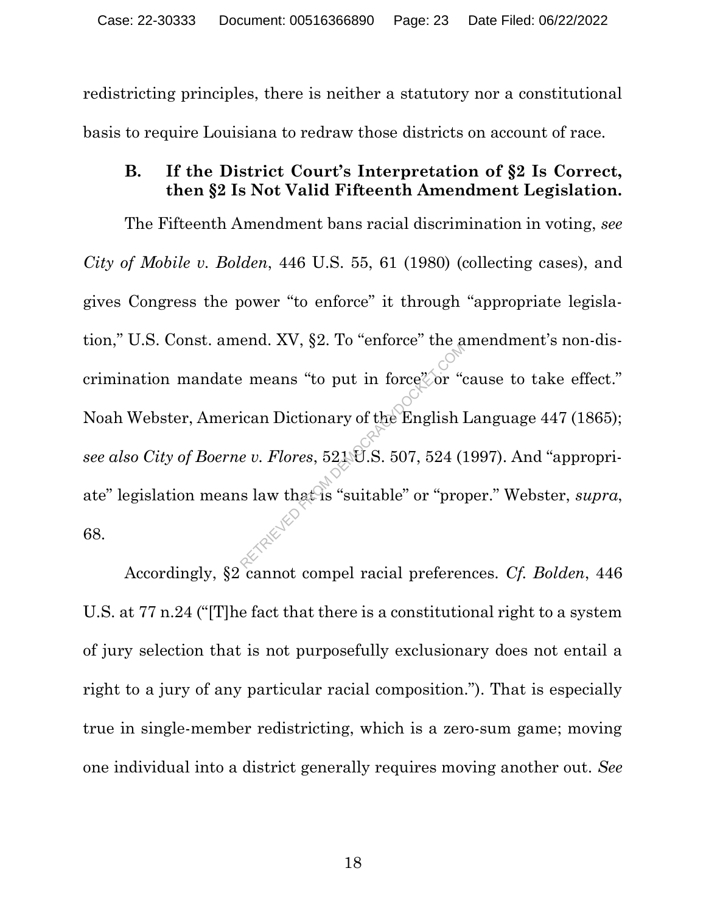redistricting principles, there is neither a statutory nor a constitutional basis to require Louisiana to redraw those districts on account of race.

### B. If the District Court's Interpretation of §2 Is Correct, then §2 Is Not Valid Fifteenth Amendment Legislation.

The Fifteenth Amendment bans racial discrimination in voting, *see City of Mobile v. Bolden*, 446 U.S. 55, 61 (1980) (collecting cases), and gives Congress the power "to enforce" it through "appropriate legislation," U.S. Const. amend. XV, §2. To "enforce" the amendment's non-discrimination mandate means "to put in force" or "cause to take effect." Noah Webster, American Dictionary of the English Language 447 (1865); *see also City of Boerne v. Flores*, 521 U.S. 507, 524 (1997). And "appropriate" legislation means law that is "suitable" or "proper." Webster, *supra*, 68.

Accordingly, §2 cannot compel racial preferences. *Cf. Bolden*, 446 U.S. at 77 n.24 ("[T]he fact that there is a constitutional right to a system of jury selection that is not purposefully exclusionary does not entail a right to a jury of any particular racial composition."). That is especially true in single-member redistricting, which is a zero-sum game; moving one individual into a district generally requires moving another out. *See*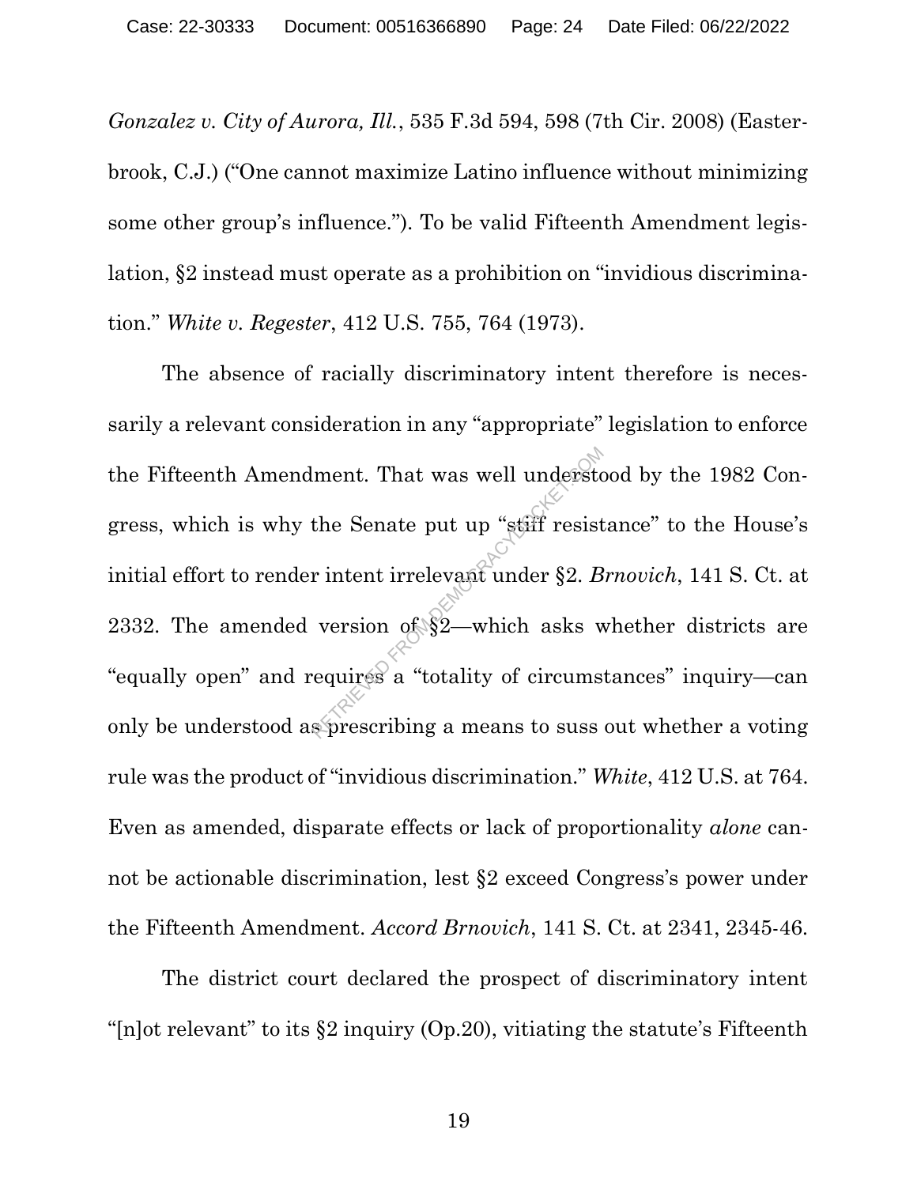*Gonzalez v. City of Aurora, Ill.*, 535 F.3d 594, 598 (7th Cir. 2008) (Easterbrook, C.J.) ("One cannot maximize Latino influence without minimizing some other group's influence."). To be valid Fifteenth Amendment legislation, §2 instead must operate as a prohibition on "invidious discrimination." *White v. Regester*, 412 U.S. 755, 764 (1973).

The absence of racially discriminatory intent therefore is necessarily a relevant consideration in any "appropriate" legislation to enforce the Fifteenth Amendment. That was well understood by the 1982 Congress, which is why the Senate put up "stiff resistance" to the House's initial effort to render intent irrelevant under §2. *Brnovich*, 141 S. Ct. at 2332. The amended version of §2—which asks whether districts are "equally open" and requires a "totality of circumstances" inquiry—can only be understood as prescribing a means to suss out whether a voting rule was the product of "invidious discrimination." *White*, 412 U.S. at 764. Even as amended, disparate effects or lack of proportionality *alone* cannot be actionable discrimination, lest §2 exceed Congress's power under the Fifteenth Amendment. *Accord Brnovich*, 141 S. Ct. at 2341, 2345-46.

The district court declared the prospect of discriminatory intent "[n]ot relevant" to its §2 inquiry (Op.20), vitiating the statute's Fifteenth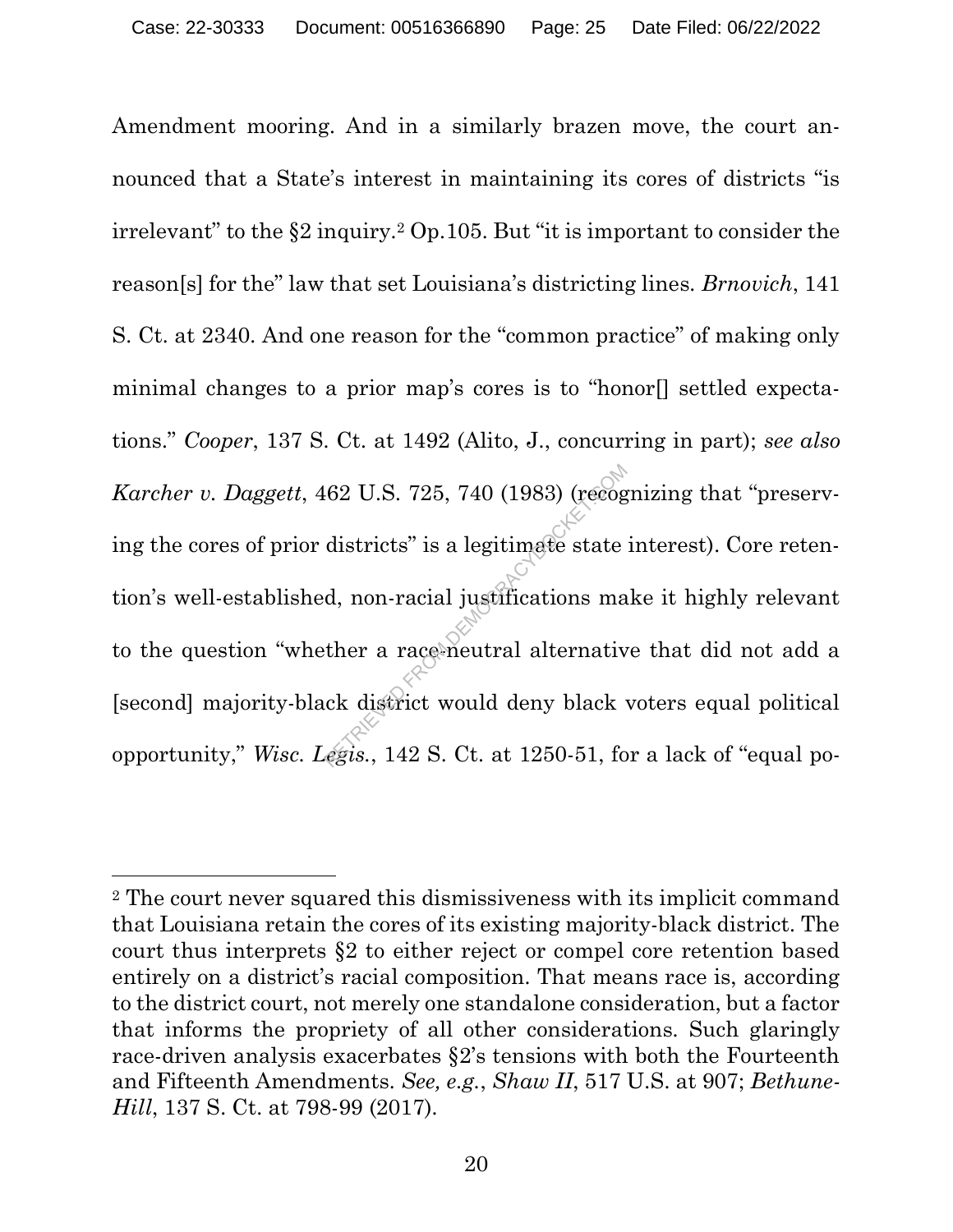Amendment mooring. And in a similarly brazen move, the court announced that a State's interest in maintaining its cores of districts "is irrelevant" to the §2 inquiry.[2] Op.105. But "it is important to consider the reason[s] for the" law that set Louisiana's districting lines. *Brnovich*, 141 S. Ct. at 2340. And one reason for the "common practice" of making only minimal changes to a prior map's cores is to "honor[] settled expectations." *Cooper*, 137 S. Ct. at 1492 (Alito, J., concurring in part); *see also Karcher v. Daggett*, 462 U.S. 725, 740 (1983) (recognizing that "preserving the cores of prior districts" is a legitimate state interest). Core retention's well-established, non-racial justifications make it highly relevant to the question "whether a race-neutral alternative that did not add a [second] majority-black district would deny black voters equal political opportunity," *Wisc. Legis.*, 142 S. Ct. at 1250-51, for a lack of "equal po-

---

[2] The court never squared this dismissiveness with its implicit command that Louisiana retain the cores of its existing majority-black district. The court thus interprets §2 to either reject or compel core retention based entirely on a district's racial composition. That means race is, according to the district court, not merely one standalone consideration, but a factor that informs the propriety of all other considerations. Such glaringly race-driven analysis exacerbates §2's tensions with both the Fourteenth and Fifteenth Amendments. *See, e.g.*, *Shaw II*, 517 U.S. at 907; *Bethune-Hill*, 137 S. Ct. at 798-99 (2017).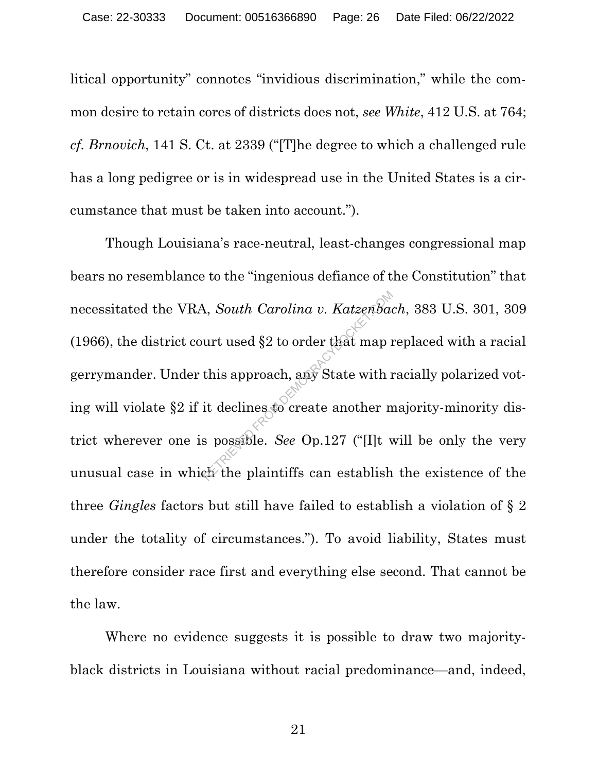litical opportunity" connotes "invidious discrimination," while the common desire to retain cores of districts does not, *see White*, 412 U.S. at 764; *cf. Brnovich*, 141 S. Ct. at 2339 ("[T]he degree to which a challenged rule has a long pedigree or is in widespread use in the United States is a circumstance that must be taken into account.").

Though Louisiana's race-neutral, least-changes congressional map bears no resemblance to the "ingenious defiance of the Constitution" that necessitated the VRA, *South Carolina v. Katzenbach*, 383 U.S. 301, 309 (1966), the district court used §2 to order that map replaced with a racial gerrymander. Under this approach, any State with racially polarized voting will violate §2 if it declines to create another majority-minority district wherever one is possible. *See* Op.127 ("[I]t will be only the very unusual case in which the plaintiffs can establish the existence of the three *Gingles* factors but still have failed to establish a violation of § 2 under the totality of circumstances."). To avoid liability, States must therefore consider race first and everything else second. That cannot be the law.

Where no evidence suggests it is possible to draw two majority-black districts in Louisiana without racial predominance—and, indeed,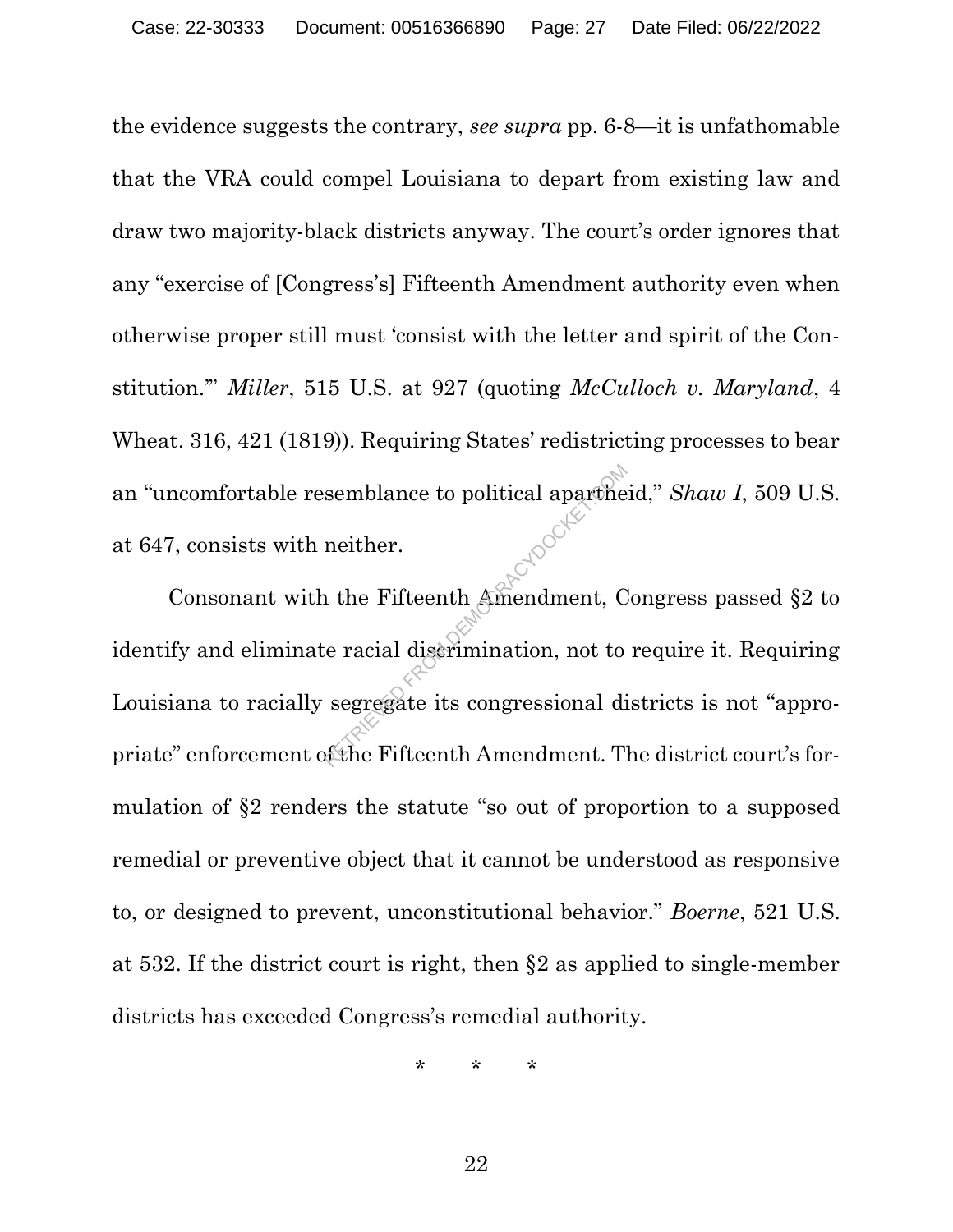the evidence suggests the contrary, *see supra* pp. 6-8—it is unfathomable that the VRA could compel Louisiana to depart from existing law and draw two majority-black districts anyway. The court's order ignores that any "exercise of [Congress's] Fifteenth Amendment authority even when otherwise proper still must 'consist with the letter and spirit of the Constitution.'" *Miller*, 515 U.S. at 927 (quoting *McCulloch v. Maryland*, 4 Wheat. 316, 421 (1819)). Requiring States' redistricting processes to bear an "uncomfortable resemblance to political apartheid," *Shaw I*, 509 U.S. at 647, consists with neither.

Consonant with the Fifteenth Amendment, Congress passed §2 to identify and eliminate racial discrimination, not to require it. Requiring Louisiana to racially segregate its congressional districts is not "appropriate" enforcement of the Fifteenth Amendment. The district court's formulation of §2 renders the statute "so out of proportion to a supposed remedial or preventive object that it cannot be understood as responsive to, or designed to prevent, unconstitutional behavior." *Boerne*, 521 U.S. at 532. If the district court is right, then §2 as applied to single-member districts has exceeded Congress's remedial authority.

\* \* \*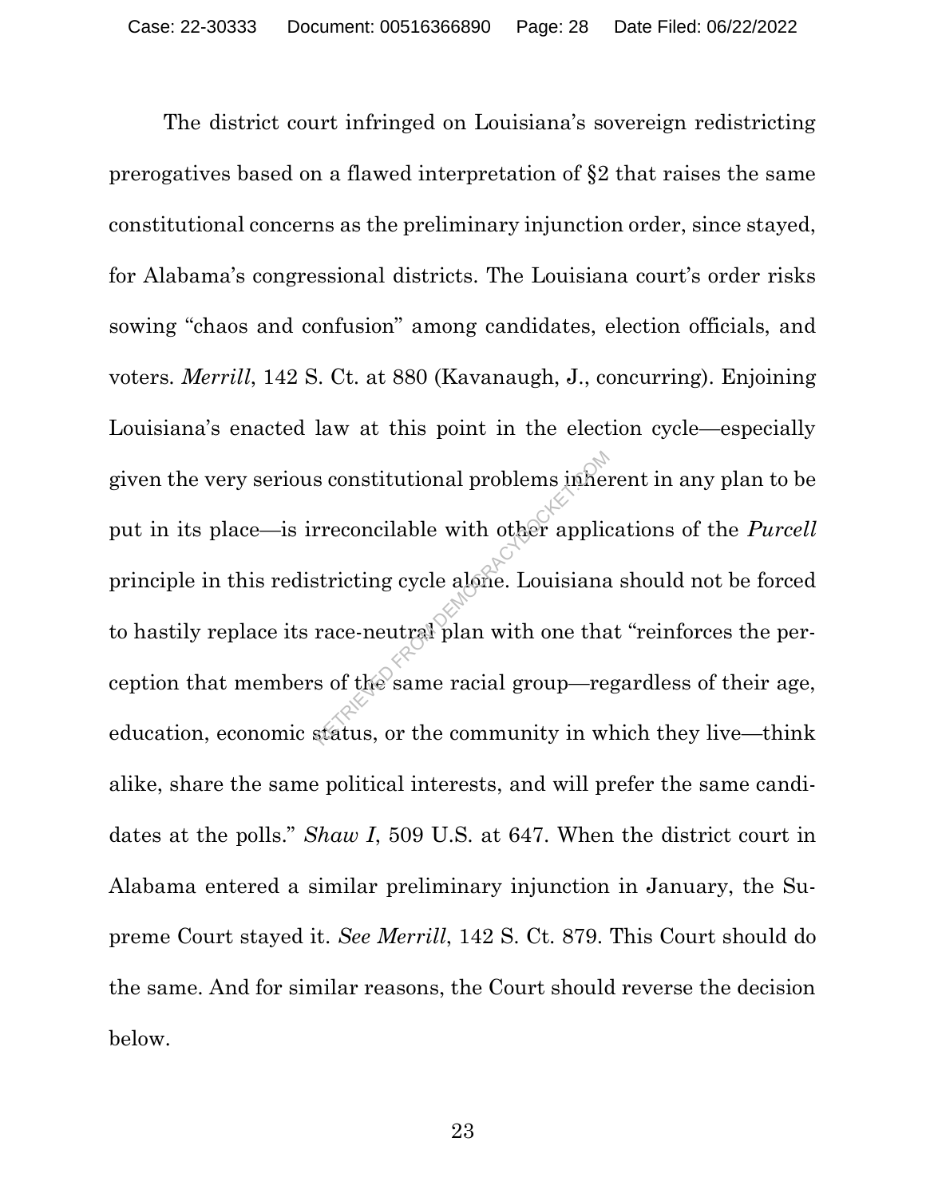The district court infringed on Louisiana's sovereign redistricting prerogatives based on a flawed interpretation of §2 that raises the same constitutional concerns as the preliminary injunction order, since stayed, for Alabama's congressional districts. The Louisiana court's order risks sowing "chaos and confusion" among candidates, election officials, and voters. *Merrill*, 142 S. Ct. at 880 (Kavanaugh, J., concurring). Enjoining Louisiana's enacted law at this point in the election cycle—especially given the very serious constitutional problems inherent in any plan to be put in its place—is irreconcilable with other applications of the *Purcell* principle in this redistricting cycle alone. Louisiana should not be forced to hastily replace its race-neutral plan with one that "reinforces the perception that members of the same racial group—regardless of their age, education, economic status, or the community in which they live—think alike, share the same political interests, and will prefer the same candidates at the polls." *Shaw I*, 509 U.S. at 647. When the district court in Alabama entered a similar preliminary injunction in January, the Supreme Court stayed it. *See Merrill*, 142 S. Ct. 879. This Court should do the same. And for similar reasons, the Court should reverse the decision below.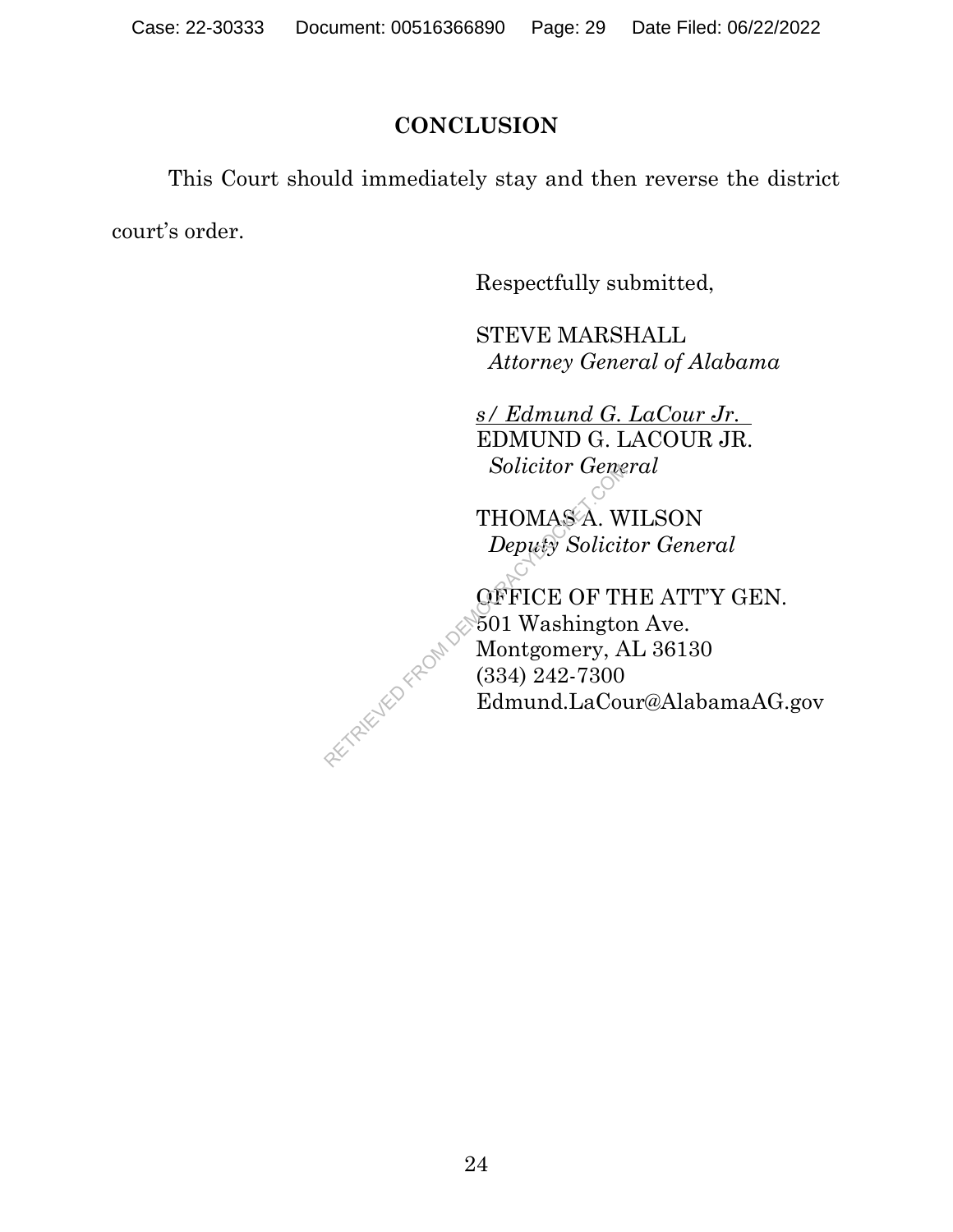## CONCLUSION

This Court should immediately stay and then reverse the district court's order.

Respectfully submitted,

STEVE MARSHALL
*Attorney General of Alabama*

*s/ Edmund G. LaCour Jr.*
EDMUND G. LACOUR JR.
*Solicitor General*

THOMAS A. WILSON
*Deputy Solicitor General*

OFFICE OF THE ATT'Y GEN.
501 Washington Ave.
Montgomery, AL 36130
(334) 242-7300
Edmund.LaCour@AlabamaAG.gov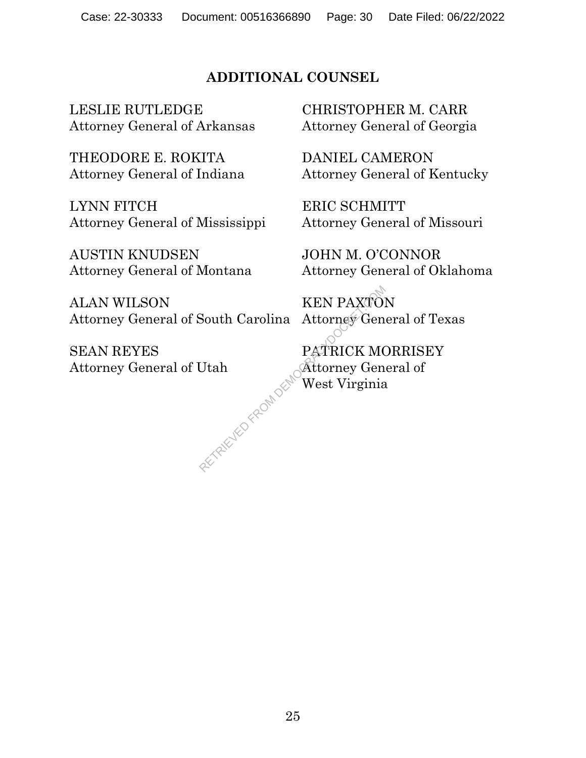## ADDITIONAL COUNSEL

LESLIE RUTLEDGE
Attorney General of Arkansas

CHRISTOPHER M. CARR
Attorney General of Georgia

THEODORE E. ROKITA
Attorney General of Indiana

DANIEL CAMERON
Attorney General of Kentucky

LYNN FITCH
Attorney General of Mississippi

ERIC SCHMITT
Attorney General of Missouri

AUSTIN KNUDSEN
Attorney General of Montana

JOHN M. O'CONNOR
Attorney General of Oklahoma

ALAN WILSON
Attorney General of South Carolina

KEN PAXTON
Attorney General of Texas

SEAN REYES
Attorney General of Utah

PATRICK MORRISEY
Attorney General of
West Virginia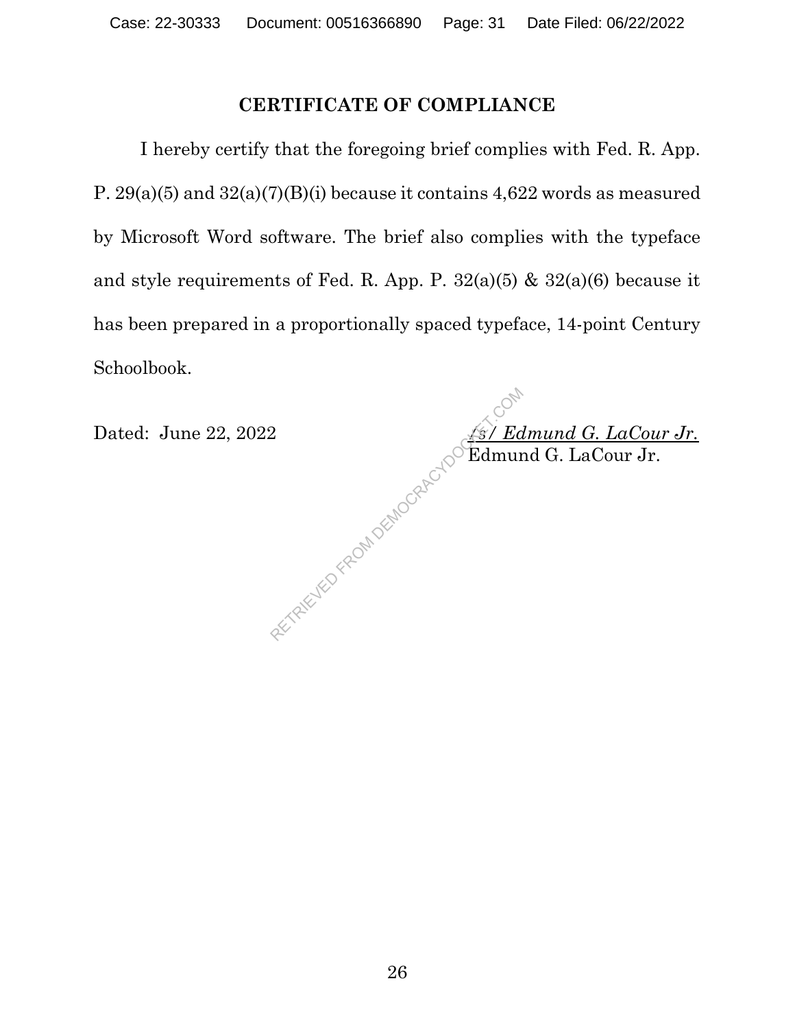## CERTIFICATE OF COMPLIANCE

I hereby certify that the foregoing brief complies with Fed. R. App. P. 29(a)(5) and 32(a)(7)(B)(i) because it contains 4,622 words as measured by Microsoft Word software. The brief also complies with the typeface and style requirements of Fed. R. App. P. 32(a)(5) & 32(a)(6) because it has been prepared in a proportionally spaced typeface, 14-point Century Schoolbook.

Dated: June 22, 2022

*/s/ Edmund G. LaCour Jr.*
Edmund G. LaCour Jr.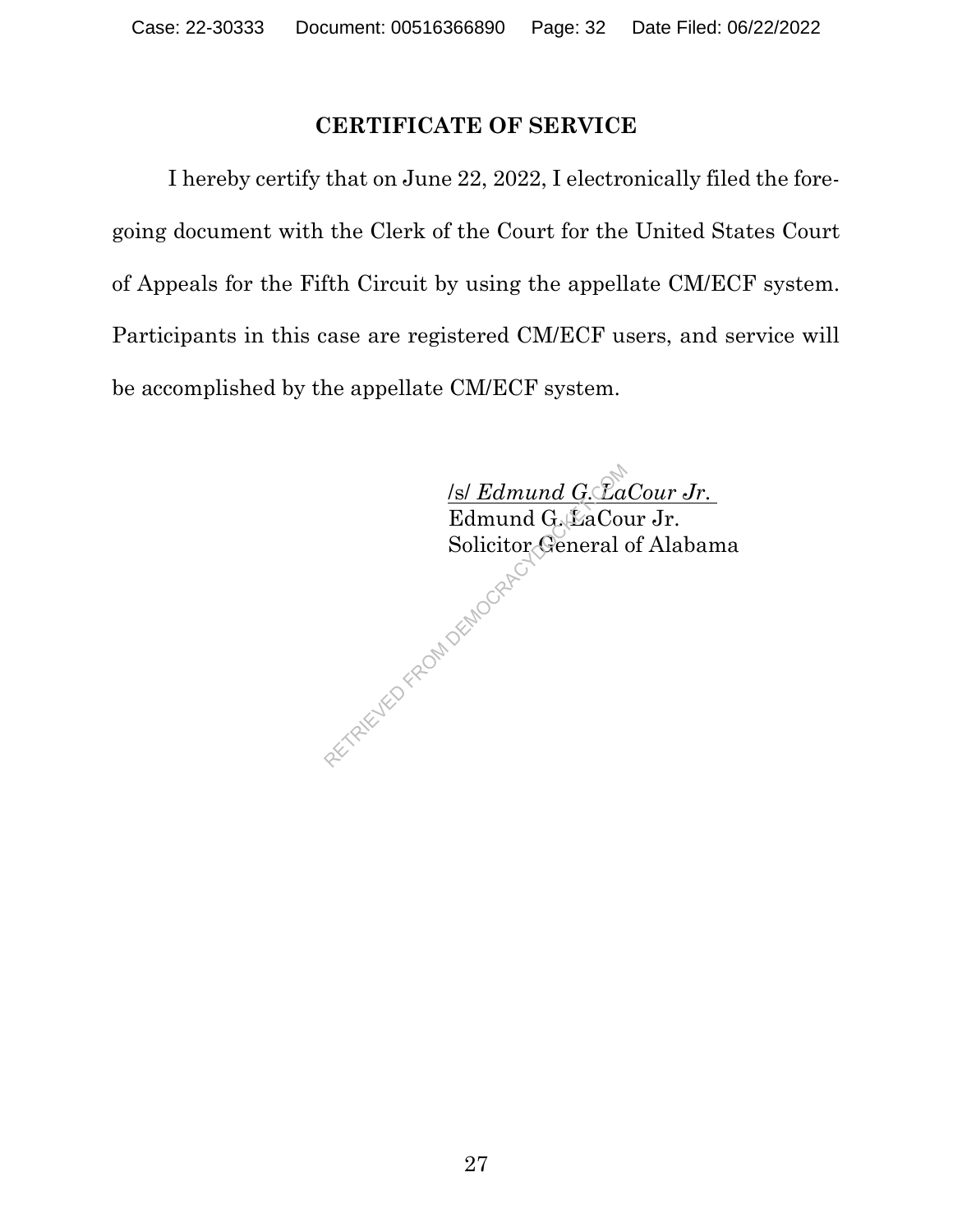## CERTIFICATE OF SERVICE

I hereby certify that on June 22, 2022, I electronically filed the foregoing document with the Clerk of the Court for the United States Court of Appeals for the Fifth Circuit by using the appellate CM/ECF system. Participants in this case are registered CM/ECF users, and service will be accomplished by the appellate CM/ECF system.

/s/ *Edmund G. LaCour Jr.*
Edmund G. LaCour Jr.
Solicitor General of Alabama